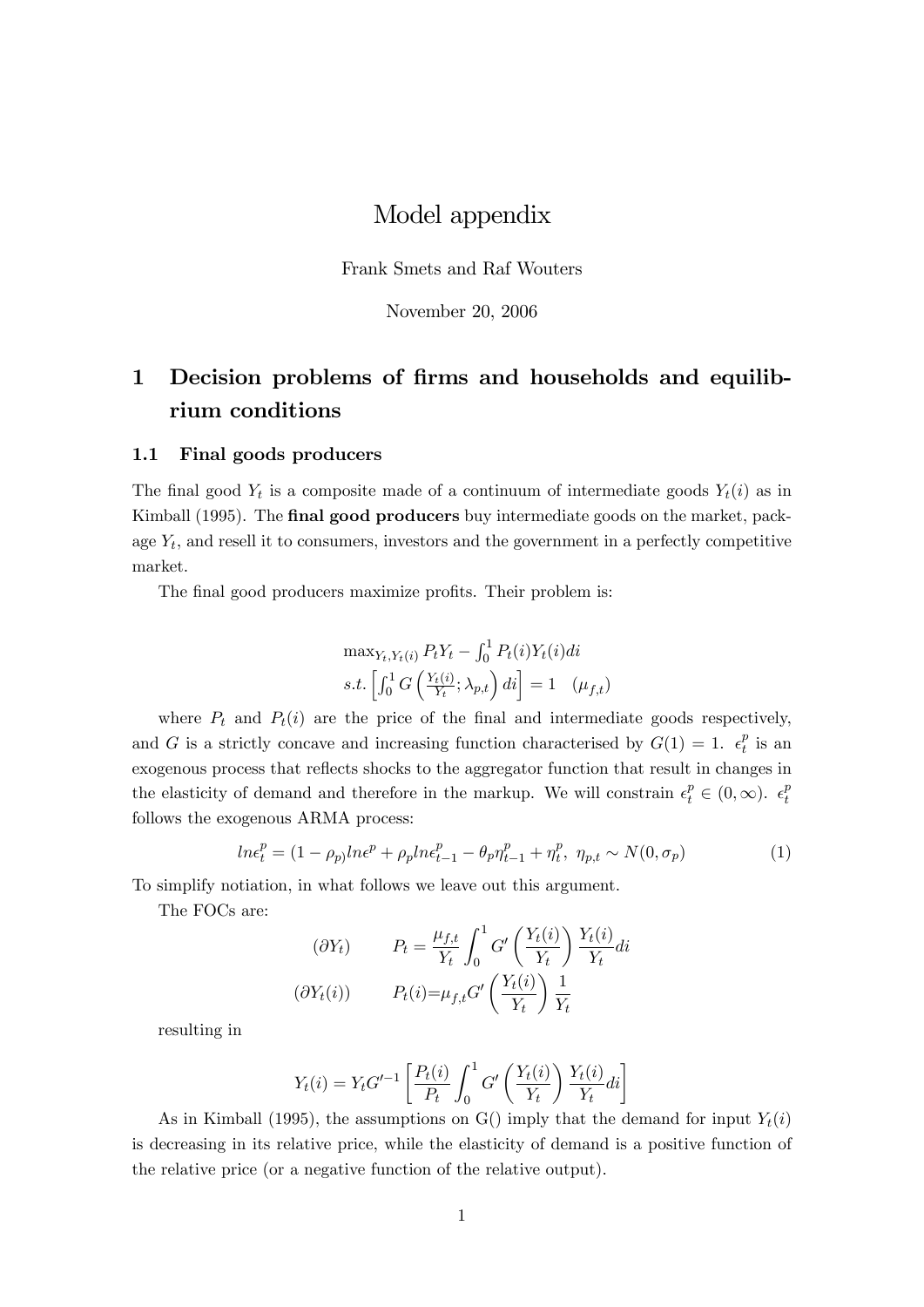# Model appendix

Frank Smets and Raf Wouters

November 20, 2006

## 1 Decision problems of firms and households and equilibrium conditions

### 1.1 Final goods producers

The final good $Y_t$ is a composite made of a continuum of intermediate goods $Y_t(i)$ as in Kimball (1995). The **final good producers** buy intermediate goods on the market, package $Y_t$, and resell it to consumers, investors and the government in a perfectly competitive market.

The final good producers maximize profits. Their problem is:

$$\max_{Y_t, Y_t(i)} P_t Y_t - \int_0^1 P_t(i) Y_t(i) di$$
$$s.t. \left[ \int_0^1 G\left( \frac{Y_t(i)}{Y_t}; \lambda_{p,t} \right) di \right] = 1 \quad (\mu_{f,t})$$

where $P_t$ and $P_t(i)$ are the price of the final and intermediate goods respectively, and $G$ is a strictly concave and increasing function characterised by $G(1) = 1$. $\epsilon_t^p$ is an exogenous process that reflects shocks to the aggregator function that result in changes in the elasticity of demand and therefore in the markup. We will constrain $\epsilon_t^p \in (0, \infty)$. $\epsilon_t^p$ follows the exogenous ARMA process:

$$ln\epsilon_t^p = (1 - \rho_p) ln\epsilon^p + \rho_p ln\epsilon_{t-1}^p - \theta_p \eta_{t-1}^p + \eta_t^p, \ \eta_{p,t} \sim N(0, \sigma_p) \tag{1}$$

To simplify notiation, in what follows we leave out this argument.

The FOCs are:

$$(\partial Y_t) \qquad P_t = \frac{\mu_{f,t}}{Y_t} \int_0^1 G'\left( \frac{Y_t(i)}{Y_t} \right) \frac{Y_t(i)}{Y_t} di$$

$$(\partial Y_t(i)) \qquad P_t(i) = \mu_{f,t} G'\left( \frac{Y_t(i)}{Y_t} \right) \frac{1}{Y_t}$$

resulting in

$$Y_t(i) = Y_t G'^{-1} \left[ \frac{P_t(i)}{P_t} \int_0^1 G'\left( \frac{Y_t(i)}{Y_t} \right) \frac{Y_t(i)}{Y_t} di \right]$$

As in Kimball (1995), the assumptions on G() imply that the demand for input $Y_t(i)$ is decreasing in its relative price, while the elasticity of demand is a positive function of the relative price (or a negative function of the relative output).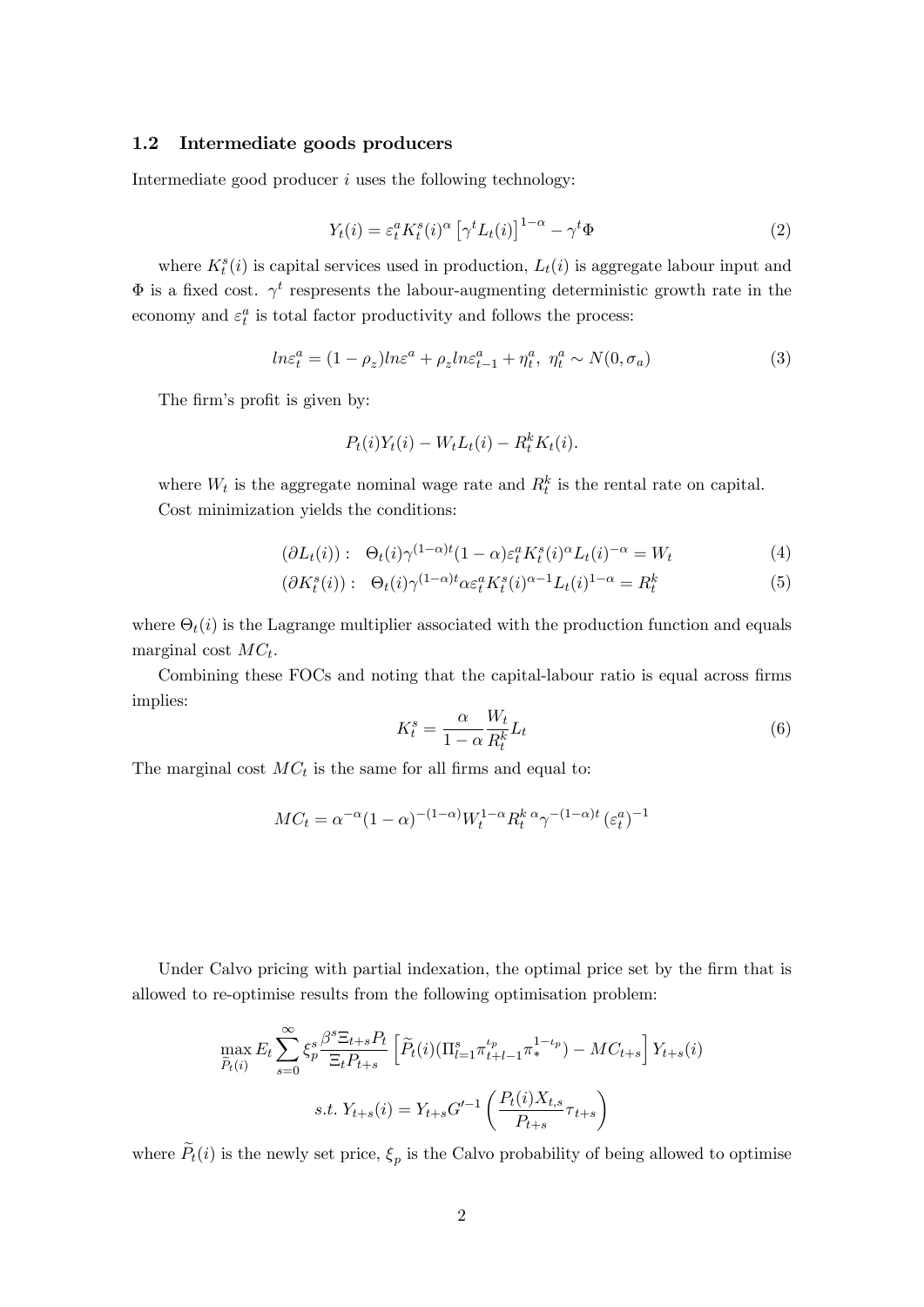### 1.2 Intermediate goods producers

Intermediate good producer $i$ uses the following technology:

$$Y_t(i) = \varepsilon_t^a K_t^s(i)^\alpha \left[\gamma^t L_t(i)\right]^{1-\alpha} - \gamma^t \Phi \tag{2}$$

where $K_t^s(i)$ is capital services used in production, $L_t(i)$ is aggregate labour input and $\Phi$ is a fixed cost. $\gamma^t$ respresents the labour-augmenting deterministic growth rate in the economy and $\varepsilon_t^a$ is total factor productivity and follows the process:

$$ln\varepsilon_t^a = (1-\rho_z)ln\varepsilon^a + \rho_z ln\varepsilon_{t-1}^a + \eta_t^a, \ \eta_t^a \sim N(0, \sigma_a) \tag{3}$$

The firm's profit is given by:

$$P_t(i)Y_t(i) - W_t L_t(i) - R_t^k K_t(i).$$

where $W_t$ is the aggregate nominal wage rate and $R_t^k$ is the rental rate on capital. Cost minimization yields the conditions:

$$(\partial L_t(i)): \quad \Theta_t(i)\gamma^{(1-\alpha)t}(1-\alpha)\varepsilon_t^a K_t^s(i)^\alpha L_t(i)^{-\alpha} = W_t \tag{4}$$

$$(\partial K_t^s(i)): \quad \Theta_t(i)\gamma^{(1-\alpha)t}\alpha\varepsilon_t^a K_t^s(i)^{\alpha-1} L_t(i)^{1-\alpha} = R_t^k \tag{5}$$

where $\Theta_t(i)$ is the Lagrange multiplier associated with the production function and equals marginal cost $MC_t$.

Combining these FOCs and noting that the capital-labour ratio is equal across firms implies:

$$K_t^s = \frac{\alpha}{1-\alpha}\frac{W_t}{R_t^k}L_t \tag{6}$$

The marginal cost $MC_t$ is the same for all firms and equal to:

$$MC_t = \alpha^{-\alpha}(1-\alpha)^{-(1-\alpha)} W_t^{1-\alpha} {R_t^k}^{\alpha} \gamma^{-(1-\alpha)t} \left(\varepsilon_t^a\right)^{-1}$$

Under Calvo pricing with partial indexation, the optimal price set by the firm that is allowed to re-optimise results from the following optimisation problem:

$$\max_{\widetilde{P}_t(i)} E_t \sum_{s=0}^{\infty} \xi_p^s \frac{\beta^s \Xi_{t+s} P_t}{\Xi_t P_{t+s}} \left[\widetilde{P}_t(i)(\Pi_{l=1}^s \pi_{t+l-1}^{\iota_p} \pi_*^{1-\iota_p}) - MC_{t+s}\right] Y_{t+s}(i)$$

$$s.t. \ Y_{t+s}(i) = Y_{t+s} G'^{-1}\left(\frac{P_t(i)X_{t,s}}{P_{t+s}}\tau_{t+s}\right)$$

where $\widetilde{P}_t(i)$ is the newly set price, $\xi_p$ is the Calvo probability of being allowed to optimise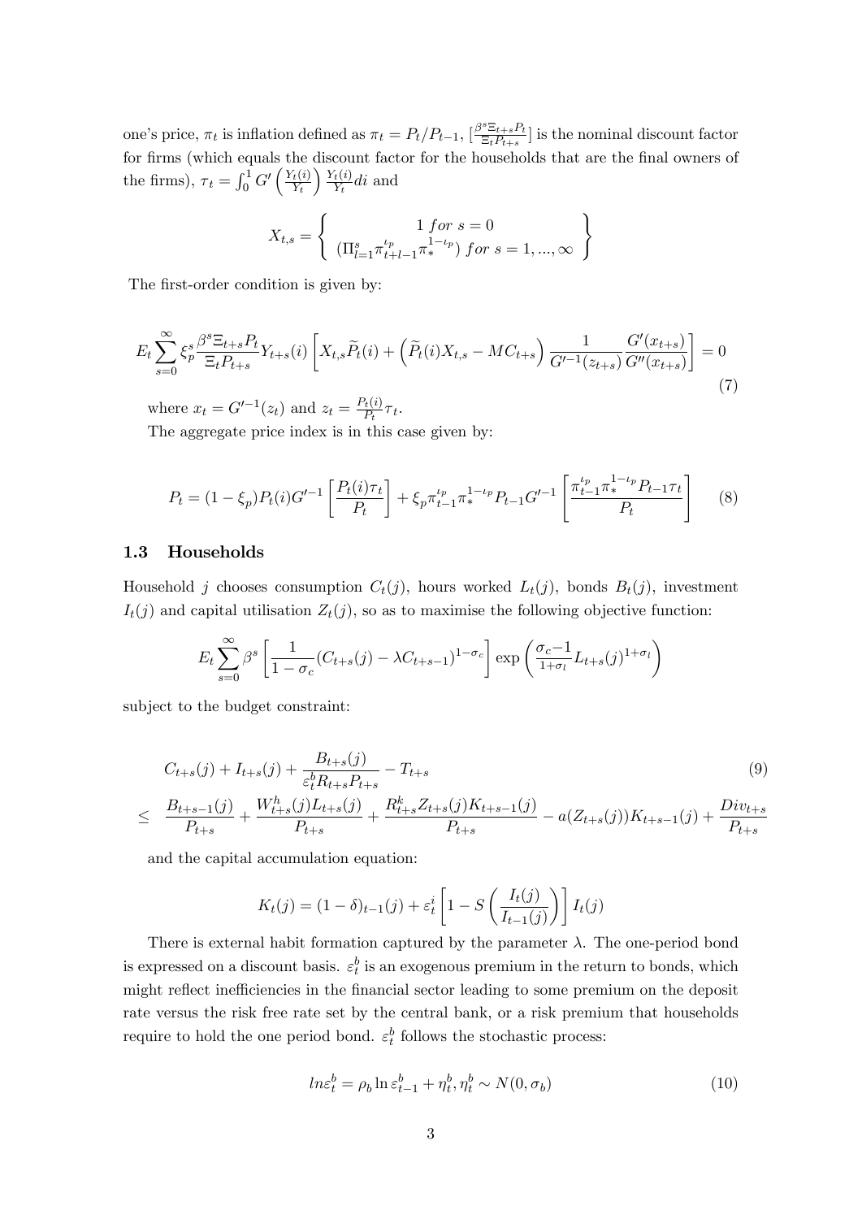one's price, $\pi_t$ is inflation defined as $\pi_t = P_t/P_{t-1}$, $[\frac{\beta^s \Xi_{t+s} P_t}{\Xi_t P_{t+s}}]$ is the nominal discount factor for firms (which equals the discount factor for the households that are the final owners of the firms), $\tau_t = \int_0^1 G'\left(\frac{Y_t(i)}{Y_t}\right)\frac{Y_t(i)}{Y_t}di$ and

$$X_{t,s} = \left\{ \begin{array}{c} 1 \; for \; s = 0 \\ (\Pi_{l=1}^{s} \pi_{t+l-1}^{\iota_p} \pi_*^{1-\iota_p}) \; for \; s = 1, ..., \infty \end{array} \right\}$$

The first-order condition is given by:

$$E_t \sum_{s=0}^{\infty} \xi_p^s \frac{\beta^s \Xi_{t+s} P_t}{\Xi_t P_{t+s}} Y_{t+s}(i) \left[ X_{t,s} \widetilde{P}_t(i) + \left( \widetilde{P}_t(i) X_{t,s} - MC_{t+s} \right) \frac{1}{G'^{-1}(z_{t+s})} \frac{G'(x_{t+s})}{G''(x_{t+s})} \right] = 0 \tag{7}$$

where $x_t = G'^{-1}(z_t)$ and $z_t = \frac{P_t(i)}{P_t}\tau_t$.

The aggregate price index is in this case given by:

$$P_t = (1-\xi_p) P_t(i) G'^{-1}\left[\frac{P_t(i)\tau_t}{P_t}\right] + \xi_p \pi_{t-1}^{\iota_p} \pi_*^{1-\iota_p} P_{t-1} G'^{-1}\left[\frac{\pi_{t-1}^{\iota_p} \pi_*^{1-\iota_p} P_{t-1}\tau_t}{P_t}\right] \tag{8}$$

### 1.3 Households

Household $j$ chooses consumption $C_t(j)$, hours worked $L_t(j)$, bonds $B_t(j)$, investment $I_t(j)$ and capital utilisation $Z_t(j)$, so as to maximise the following objective function:

$$E_t \sum_{s=0}^{\infty} \beta^s \left[ \frac{1}{1-\sigma_c} (C_{t+s}(j) - \lambda C_{t+s-1})^{1-\sigma_c} \right] \exp\left( \tfrac{\sigma_c - 1}{1+\sigma_l} L_{t+s}(j)^{1+\sigma_l} \right)$$

subject to the budget constraint:

$$\begin{aligned} & C_{t+s}(j) + I_{t+s}(j) + \frac{B_{t+s}(j)}{\varepsilon_t^b R_{t+s} P_{t+s}} - T_{t+s} \\ \leq \;\; & \frac{B_{t+s-1}(j)}{P_{t+s}} + \frac{W_{t+s}^h(j) L_{t+s}(j)}{P_{t+s}} + \frac{R_{t+s}^k Z_{t+s}(j) K_{t+s-1}(j)}{P_{t+s}} - a(Z_{t+s}(j)) K_{t+s-1}(j) + \frac{Div_{t+s}}{P_{t+s}} \end{aligned} \tag{9}$$

and the capital accumulation equation:

$$K_t(j) = (1-\delta)_{t-1}(j) + \varepsilon_t^i \left[ 1 - S\left( \frac{I_t(j)}{I_{t-1}(j)} \right) \right] I_t(j)$$

There is external habit formation captured by the parameter $\lambda$. The one-period bond is expressed on a discount basis. $\varepsilon_t^b$ is an exogenous premium in the return to bonds, which might reflect inefficiencies in the financial sector leading to some premium on the deposit rate versus the risk free rate set by the central bank, or a risk premium that households require to hold the one period bond. $\varepsilon_t^b$ follows the stochastic process:

$$ln \varepsilon_t^b = \rho_b \ln \varepsilon_{t-1}^b + \eta_t^b, \eta_t^b \sim N(0, \sigma_b) \tag{10}$$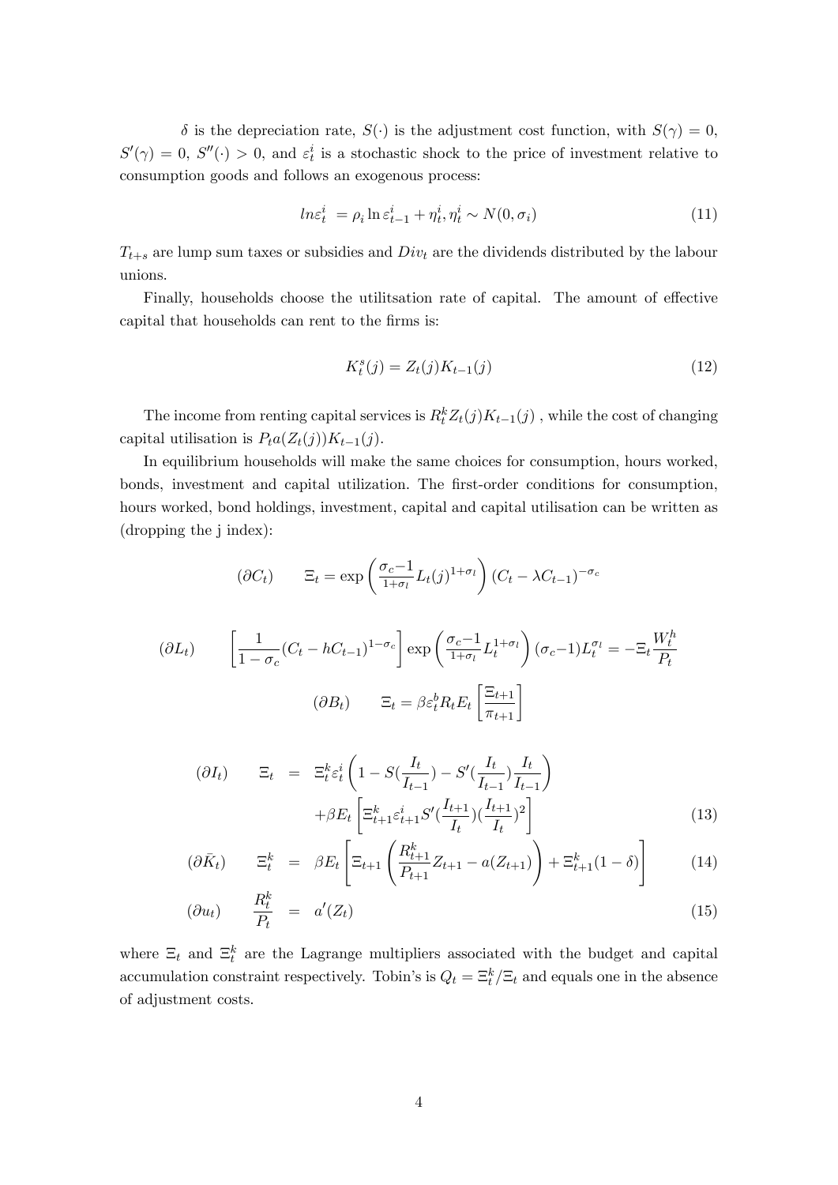$\delta$ is the depreciation rate, $S(\cdot)$ is the adjustment cost function, with $S(\gamma) = 0$, $S'(\gamma) = 0$, $S''(\cdot) > 0$, and $\varepsilon_t^i$ is a stochastic shock to the price of investment relative to consumption goods and follows an exogenous process:

$$ln\varepsilon_t^i = \rho_i \ln \varepsilon_{t-1}^i + \eta_t^i, \eta_t^i \sim N(0, \sigma_i) \tag{11}$$

$T_{t+s}$ are lump sum taxes or subsidies and $Div_t$ are the dividends distributed by the labour unions.

Finally, households choose the utilitsation rate of capital. The amount of effective capital that households can rent to the firms is:

$$K_t^s(j) = Z_t(j)K_{t-1}(j) \tag{12}$$

The income from renting capital services is $R_t^k Z_t(j) K_{t-1}(j)$ , while the cost of changing capital utilisation is $P_t a(Z_t(j))K_{t-1}(j)$.

In equilibrium households will make the same choices for consumption, hours worked, bonds, investment and capital utilization. The first-order conditions for consumption, hours worked, bond holdings, investment, capital and capital utilisation can be written as (dropping the j index):

$$(\partial C_t) \qquad \Xi_t = \exp\left(\tfrac{\sigma_c - 1}{1+\sigma_l} L_t(j)^{1+\sigma_l}\right)(C_t - \lambda C_{t-1})^{-\sigma_c}$$

$$(\partial L_t) \qquad \left[\frac{1}{1-\sigma_c}(C_t - hC_{t-1})^{1-\sigma_c}\right] \exp\left(\tfrac{\sigma_c - 1}{1+\sigma_l} L_t^{1+\sigma_l}\right)(\sigma_c - 1)L_t^{\sigma_l} = -\Xi_t \frac{W_t^h}{P_t}$$

$$(\partial B_t) \qquad \Xi_t = \beta \varepsilon_t^b R_t E_t \left[\frac{\Xi_{t+1}}{\pi_{t+1}}\right]$$

$$\begin{aligned}
(\partial I_t) \qquad \Xi_t &= \Xi_t^k \varepsilon_t^i \left(1 - S(\frac{I_t}{I_{t-1}}) - S'(\frac{I_t}{I_{t-1}})\frac{I_t}{I_{t-1}}\right) \\
&\quad + \beta E_t \left[\Xi_{t+1}^k \varepsilon_{t+1}^i S'(\frac{I_{t+1}}{I_t})(\frac{I_{t+1}}{I_t})^2\right] && (13) \\
(\partial \bar{K}_t) \qquad \Xi_t^k &= \beta E_t \left[\Xi_{t+1}\left(\frac{R_{t+1}^k}{P_{t+1}} Z_{t+1} - a(Z_{t+1})\right) + \Xi_{t+1}^k (1-\delta)\right] && (14) \\
(\partial u_t) \qquad \frac{R_t^k}{P_t} &= a'(Z_t) && (15)
\end{aligned}$$

where $\Xi_t$ and $\Xi_t^k$ are the Lagrange multipliers associated with the budget and capital accumulation constraint respectively. Tobin's is $Q_t = \Xi_t^k / \Xi_t$ and equals one in the absence of adjustment costs.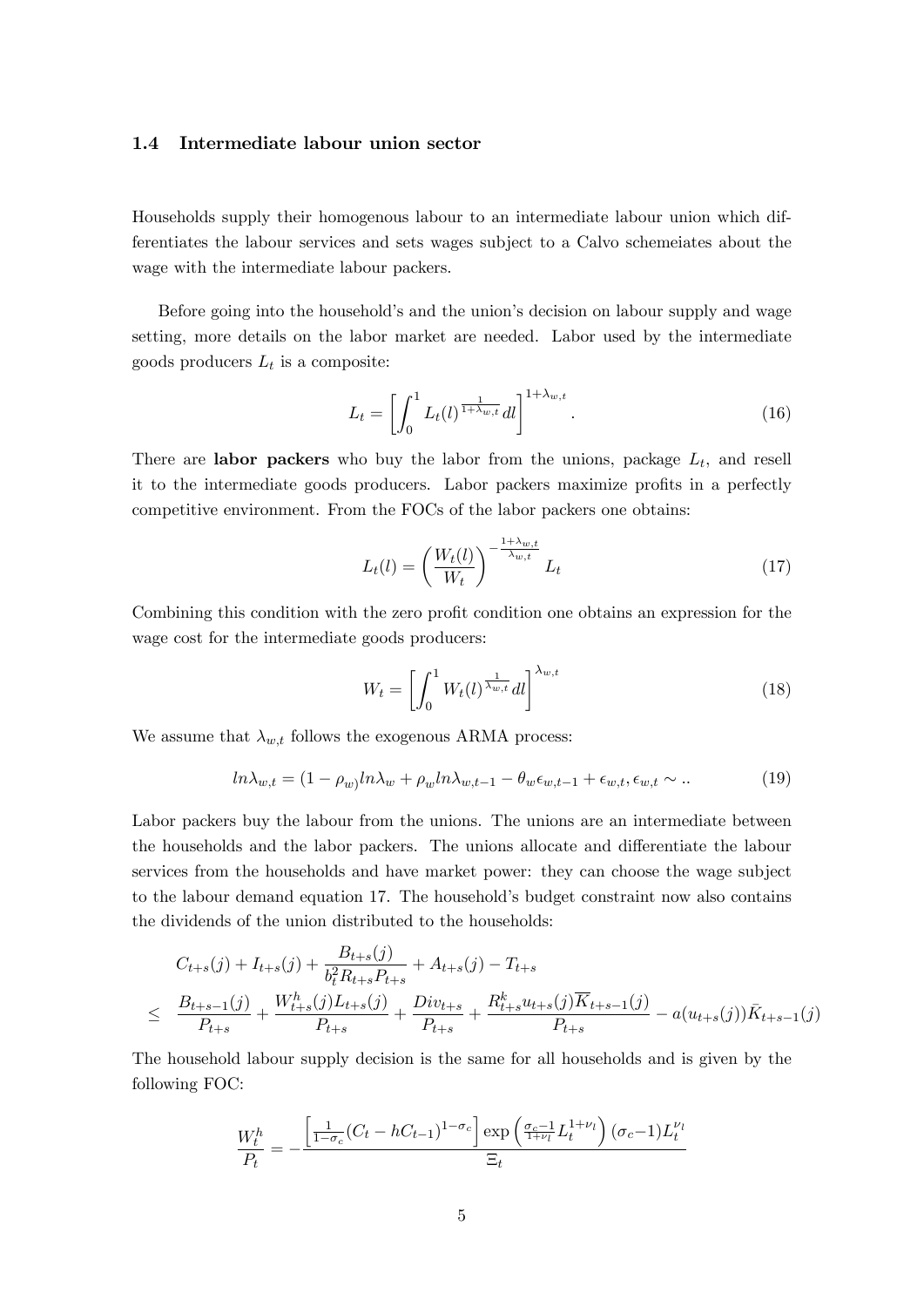### 1.4 Intermediate labour union sector

Households supply their homogenous labour to an intermediate labour union which differentiates the labour services and sets wages subject to a Calvo schemeiates about the wage with the intermediate labour packers.

Before going into the household's and the union's decision on labour supply and wage setting, more details on the labor market are needed. Labor used by the intermediate goods producers $L_t$ is a composite:

$$L_t = \left[ \int_0^1 L_t(l)^{\frac{1}{1+\lambda_{w,t}}} dl \right]^{1+\lambda_{w,t}}. \tag{16}$$

There are **labor packers** who buy the labor from the unions, package $L_t$, and resell it to the intermediate goods producers. Labor packers maximize profits in a perfectly competitive environment. From the FOCs of the labor packers one obtains:

$$L_t(l) = \left( \frac{W_t(l)}{W_t} \right)^{-\frac{1+\lambda_{w,t}}{\lambda_{w,t}}} L_t \tag{17}$$

Combining this condition with the zero profit condition one obtains an expression for the wage cost for the intermediate goods producers:

$$W_t = \left[ \int_0^1 W_t(l)^{\frac{1}{\lambda_{w,t}}} dl \right]^{\lambda_{w,t}} \tag{18}$$

We assume that $\lambda_{w,t}$ follows the exogenous ARMA process:

$$ln\lambda_{w,t} = (1 - \rho_w) ln\lambda_w + \rho_w ln\lambda_{w,t-1} - \theta_w \epsilon_{w,t-1} + \epsilon_{w,t}, \epsilon_{w,t} \sim .. \tag{19}$$

Labor packers buy the labour from the unions. The unions are an intermediate between the households and the labor packers. The unions allocate and differentiate the labour services from the households and have market power: they can choose the wage subject to the labour demand equation 17. The household's budget constraint now also contains the dividends of the union distributed to the households:

$$\begin{aligned} & C_{t+s}(j) + I_{t+s}(j) + \frac{B_{t+s}(j)}{b_t^2 R_{t+s} P_{t+s}} + A_{t+s}(j) - T_{t+s} \\ \leq \quad & \frac{B_{t+s-1}(j)}{P_{t+s}} + \frac{W_{t+s}^h(j) L_{t+s}(j)}{P_{t+s}} + \frac{Div_{t+s}}{P_{t+s}} + \frac{R_{t+s}^k u_{t+s}(j) \overline{K}_{t+s-1}(j)}{P_{t+s}} - a(u_{t+s}(j)) \bar{K}_{t+s-1}(j) \end{aligned}$$

The household labour supply decision is the same for all households and is given by the following FOC:

$$\frac{W_t^h}{P_t} = -\frac{\left[ \frac{1}{1-\sigma_c} (C_t - hC_{t-1})^{1-\sigma_c} \right] \exp\left( \frac{\sigma_c - 1}{1+\nu_l} L_t^{1+\nu_l} \right) (\sigma_c - 1) L_t^{\nu_l}}{\Xi_t}$$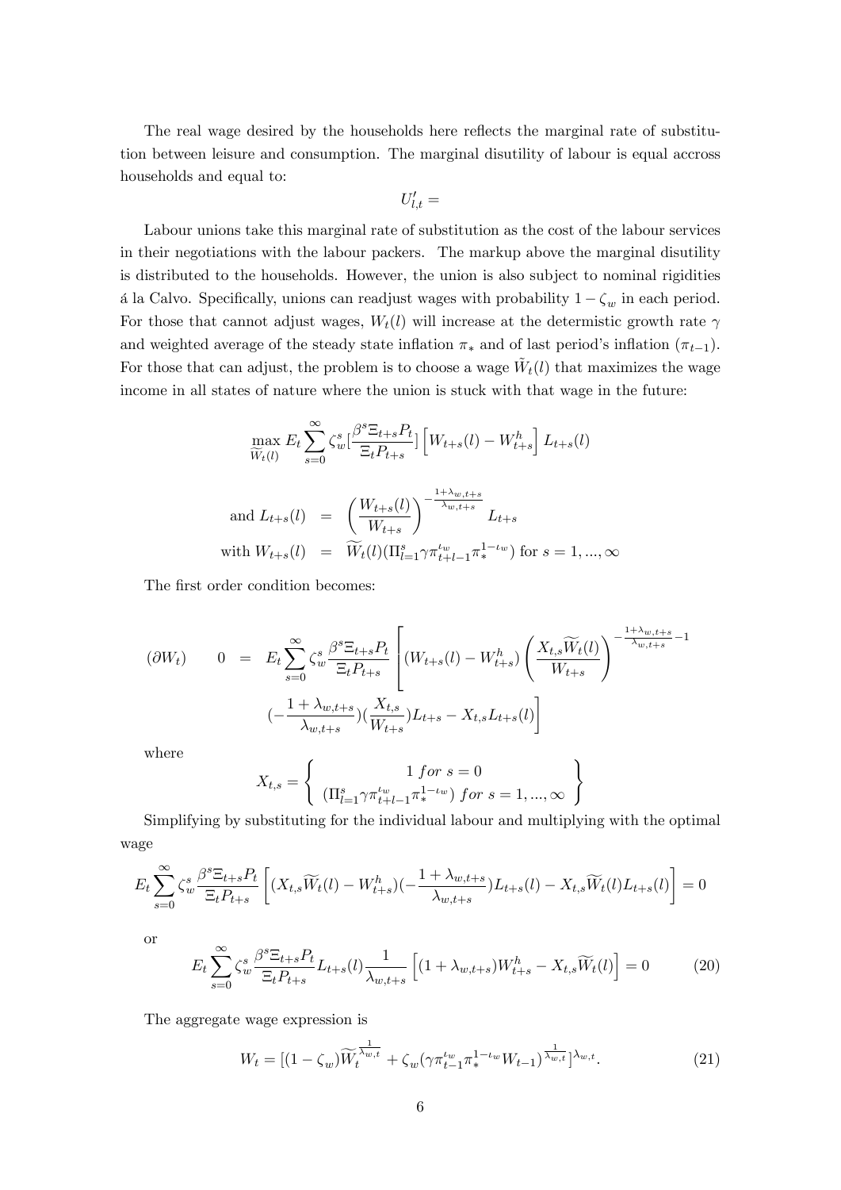The real wage desired by the households here reflects the marginal rate of substitution between leisure and consumption. The marginal disutility of labour is equal accross households and equal to:

$$U'_{l,t} =$$

Labour unions take this marginal rate of substitution as the cost of the labour services in their negotiations with the labour packers. The markup above the marginal disutility is distributed to the households. However, the union is also subject to nominal rigidities á la Calvo. Specifically, unions can readjust wages with probability $1 - \zeta_w$ in each period. For those that cannot adjust wages, $W_t(l)$ will increase at the determistic growth rate $\gamma$ and weighted average of the steady state inflation $\pi_*$ and of last period's inflation $(\pi_{t-1})$. For those that can adjust, the problem is to choose a wage $\tilde{W}_t(l)$ that maximizes the wage income in all states of nature where the union is stuck with that wage in the future:

$$\max_{\widetilde{W}_t(l)} E_t \sum_{s=0}^{\infty} \zeta_w^s [\frac{\beta^s \Xi_{t+s} P_t}{\Xi_t P_{t+s}}] \left[ W_{t+s}(l) - W_{t+s}^h \right] L_{t+s}(l)$$

$$\begin{aligned} \text{and } L_{t+s}(l) &= \left( \frac{W_{t+s}(l)}{W_{t+s}} \right)^{-\frac{1+\lambda_{w,t+s}}{\lambda_{w,t+s}}} L_{t+s} \\ \text{with } W_{t+s}(l) &= \widetilde{W}_t(l)(\Pi_{l=1}^s \gamma \pi_{t+l-1}^{\iota_w} \pi_*^{1-\iota_w}) \text{ for } s = 1, ..., \infty \end{aligned}$$

The first order condition becomes:

$$\begin{aligned} (\partial W_t) \qquad 0 &= E_t \sum_{s=0}^{\infty} \zeta_w^s \frac{\beta^s \Xi_{t+s} P_t}{\Xi_t P_{t+s}} \left[ (W_{t+s}(l) - W_{t+s}^h) \left( \frac{X_{t,s} \widetilde{W}_t(l)}{W_{t+s}} \right)^{-\frac{1+\lambda_{w,t+s}}{\lambda_{w,t+s}} - 1} \right. \\ & \left. (-\frac{1+\lambda_{w,t+s}}{\lambda_{w,t+s}})(\frac{X_{t,s}}{W_{t+s}}) L_{t+s} - X_{t,s} L_{t+s}(l) \right] \end{aligned}$$

where

$$X_{t,s} = \left\{ \begin{array}{c} 1 \; for \; s = 0 \\ (\Pi_{l=1}^s \gamma \pi_{t+l-1}^{\iota_w} \pi_*^{1-\iota_w}) \; for \; s = 1, ..., \infty \end{array} \right\}$$

Simplifying by substituting for the individual labour and multiplying with the optimal wage

$$E_t \sum_{s=0}^{\infty} \zeta_w^s \frac{\beta^s \Xi_{t+s} P_t}{\Xi_t P_{t+s}} \left[ (X_{t,s} \widetilde{W}_t(l) - W_{t+s}^h)(-\frac{1+\lambda_{w,t+s}}{\lambda_{w,t+s}}) L_{t+s}(l) - X_{t,s} \widetilde{W}_t(l) L_{t+s}(l) \right] = 0$$

or

$$E_t \sum_{s=0}^{\infty} \zeta_w^s \frac{\beta^s \Xi_{t+s} P_t}{\Xi_t P_{t+s}} L_{t+s}(l) \frac{1}{\lambda_{w,t+s}} \left[ (1 + \lambda_{w,t+s}) W_{t+s}^h - X_{t,s} \widetilde{W}_t(l) \right] = 0 \tag{20}$$

The aggregate wage expression is

$$W_t = [(1 - \zeta_w) \widetilde{W}_t^{\frac{1}{\lambda_{w,t}}} + \zeta_w (\gamma \pi_{t-1}^{\iota_w} \pi_*^{1-\iota_w} W_{t-1})^{\frac{1}{\lambda_{w,t}}}]^{\lambda_{w,t}}. \tag{21}$$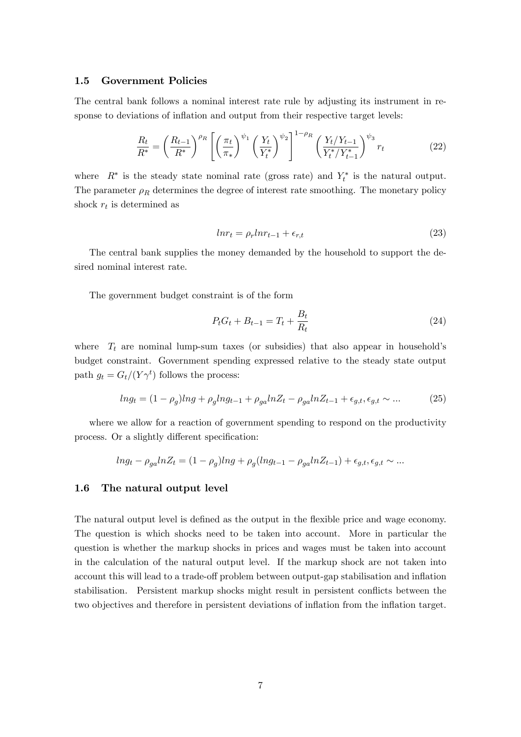### 1.5 Government Policies

The central bank follows a nominal interest rate rule by adjusting its instrument in response to deviations of inflation and output from their respective target levels:

$$\frac{R_t}{R^*} = \left(\frac{R_{t-1}}{R^*}\right)^{\rho_R} \left[\left(\frac{\pi_t}{\pi_*}\right)^{\psi_1} \left(\frac{Y_t}{Y_t^*}\right)^{\psi_2}\right]^{1-\rho_R} \left(\frac{Y_t/Y_{t-1}}{Y_t^*/Y_{t-1}^*}\right)^{\psi_3} r_t \tag{22}$$

where $R^*$ is the steady state nominal rate (gross rate) and $Y_t^*$ is the natural output. The parameter $\rho_R$ determines the degree of interest rate smoothing. The monetary policy shock $r_t$ is determined as

$$lnr_t = \rho_r lnr_{t-1} + \epsilon_{r,t} \tag{23}$$

The central bank supplies the money demanded by the household to support the desired nominal interest rate.

The government budget constraint is of the form

$$P_t G_t + B_{t-1} = T_t + \frac{B_t}{R_t} \tag{24}$$

where $T_t$ are nominal lump-sum taxes (or subsidies) that also appear in household's budget constraint. Government spending expressed relative to the steady state output path $g_t = G_t/(Y\gamma^t)$ follows the process:

$$lng_t = (1-\rho_g)lng + \rho_g lng_{t-1} + \rho_{ga} lnZ_t - \rho_{ga} lnZ_{t-1} + \epsilon_{g,t}, \epsilon_{g,t} \sim ... \tag{25}$$

where we allow for a reaction of government spending to respond on the productivity process. Or a slightly different specification:

$$lng_t - \rho_{ga} lnZ_t = (1-\rho_g)lng + \rho_g(lng_{t-1} - \rho_{ga} lnZ_{t-1}) + \epsilon_{g,t}, \epsilon_{g,t} \sim ...$$

### 1.6 The natural output level

The natural output level is defined as the output in the flexible price and wage economy. The question is which shocks need to be taken into account. More in particular the question is whether the markup shocks in prices and wages must be taken into account in the calculation of the natural output level. If the markup shock are not taken into account this will lead to a trade-off problem between output-gap stabilisation and inflation stabilisation. Persistent markup shocks might result in persistent conflicts between the two objectives and therefore in persistent deviations of inflation from the inflation target.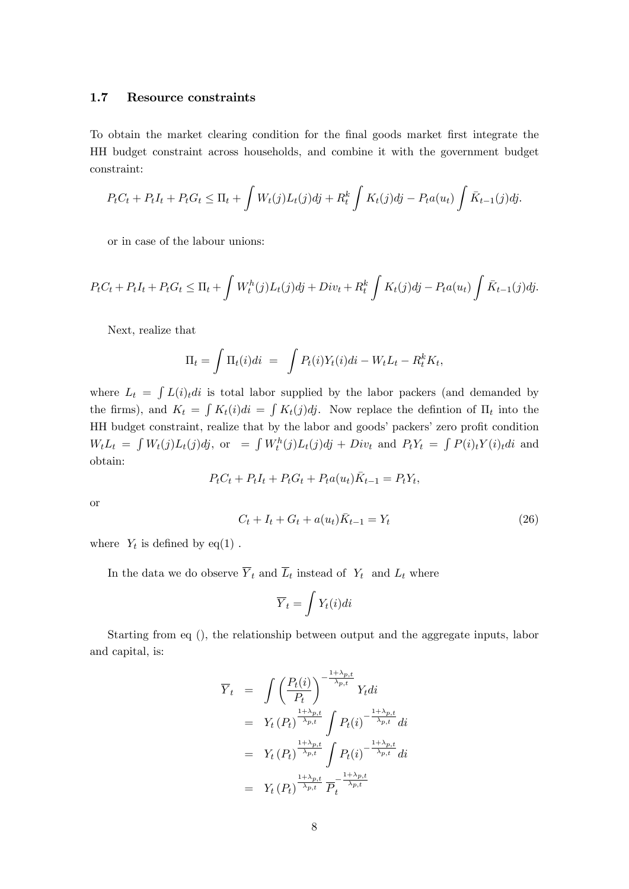### 1.7 Resource constraints

To obtain the market clearing condition for the final goods market first integrate the HH budget constraint across households, and combine it with the government budget constraint:

$$P_tC_t + P_tI_t + P_tG_t \leq \Pi_t + \int W_t(j)L_t(j)dj + R_t^k \int K_t(j)dj - P_ta(u_t)\int \bar{K}_{t-1}(j)dj.$$

or in case of the labour unions:

$$P_tC_t + P_tI_t + P_tG_t \leq \Pi_t + \int W_t^h(j)L_t(j)dj + Div_t + R_t^k \int K_t(j)dj - P_ta(u_t)\int \bar{K}_{t-1}(j)dj.$$

Next, realize that

$$\Pi_t = \int \Pi_t(i)di \ = \ \int P_t(i)Y_t(i)di - W_tL_t - R_t^kK_t,$$

where $L_t = \int L(i)_t di$ is total labor supplied by the labor packers (and demanded by the firms), and $K_t = \int K_t(i)di = \int K_t(j)dj$. Now replace the defintion of $\Pi_t$ into the HH budget constraint, realize that by the labor and goods' packers' zero profit condition $W_tL_t = \int W_t(j)L_t(j)dj$, or $= \int W_t^h(j)L_t(j)dj + Div_t$ and $P_tY_t = \int P(i)_tY(i)_tdi$ and obtain:

$$P_tC_t + P_tI_t + P_tG_t + P_ta(u_t)\bar{K}_{t-1} = P_tY_t,$$

or

$$C_t + I_t + G_t + a(u_t)\bar{K}_{t-1} = Y_t \tag{26}$$

where $Y_t$ is defined by eq(1) .

In the data we do observe $\overline{Y}_t$ and $\overline{L}_t$ instead of $Y_t$ and $L_t$ where

$$\overline{Y}_t = \int Y_t(i)di$$

Starting from eq (), the relationship between output and the aggregate inputs, labor and capital, is:

$$\begin{aligned}
\overline{Y}_t &= \int \left(\frac{P_t(i)}{P_t}\right)^{-\frac{1+\lambda_{p,t}}{\lambda_{p,t}}} Y_t di \\
&= Y_t \left(P_t\right)^{\frac{1+\lambda_{p,t}}{\lambda_{p,t}}} \int P_t(i)^{-\frac{1+\lambda_{p,t}}{\lambda_{p,t}}} di \\
&= Y_t \left(P_t\right)^{\frac{1+\lambda_{p,t}}{\lambda_{p,t}}} \int P_t(i)^{-\frac{1+\lambda_{p,t}}{\lambda_{p,t}}} di \\
&= Y_t \left(P_t\right)^{\frac{1+\lambda_{p,t}}{\lambda_{p,t}}} \overline{P}_t^{-\frac{1+\lambda_{p,t}}{\lambda_{p,t}}}
\end{aligned}$$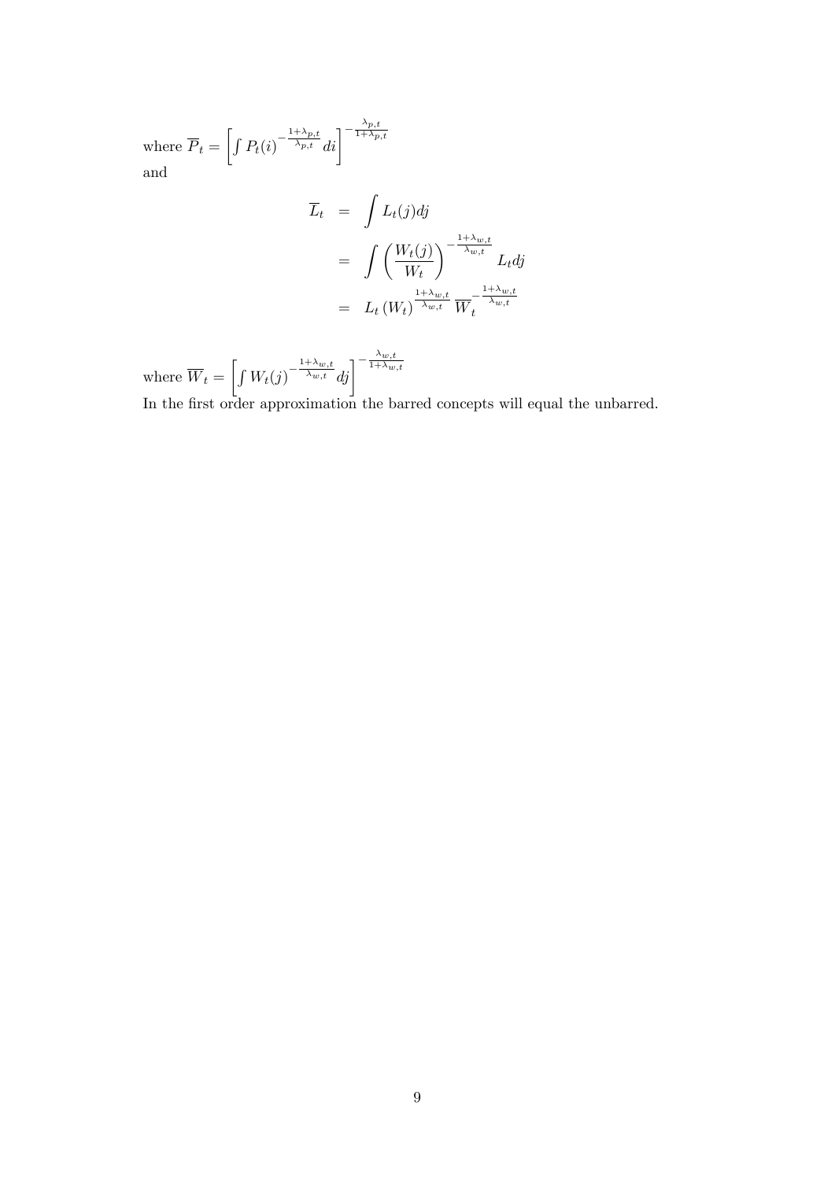where $\overline{P}_t = \left[ \int P_t(i)^{-\frac{1+\lambda_{p,t}}{\lambda_{p,t}}} di \right]^{-\frac{\lambda_{p,t}}{1+\lambda_{p,t}}}$
and

$$
\begin{aligned}
\overline{L}_t &= \int L_t(j) dj \\
&= \int \left( \frac{W_t(j)}{W_t} \right)^{-\frac{1+\lambda_{w,t}}{\lambda_{w,t}}} L_t dj \\
&= L_t \left( W_t \right)^{\frac{1+\lambda_{w,t}}{\lambda_{w,t}}} \overline{W}_t^{-\frac{1+\lambda_{w,t}}{\lambda_{w,t}}}
\end{aligned}
$$

where $\overline{W}_t = \left[ \int W_t(j)^{-\frac{1+\lambda_{w,t}}{\lambda_{w,t}}} dj \right]^{-\frac{\lambda_{w,t}}{1+\lambda_{w,t}}}$
In the first order approximation the barred concepts will equal the unbarred.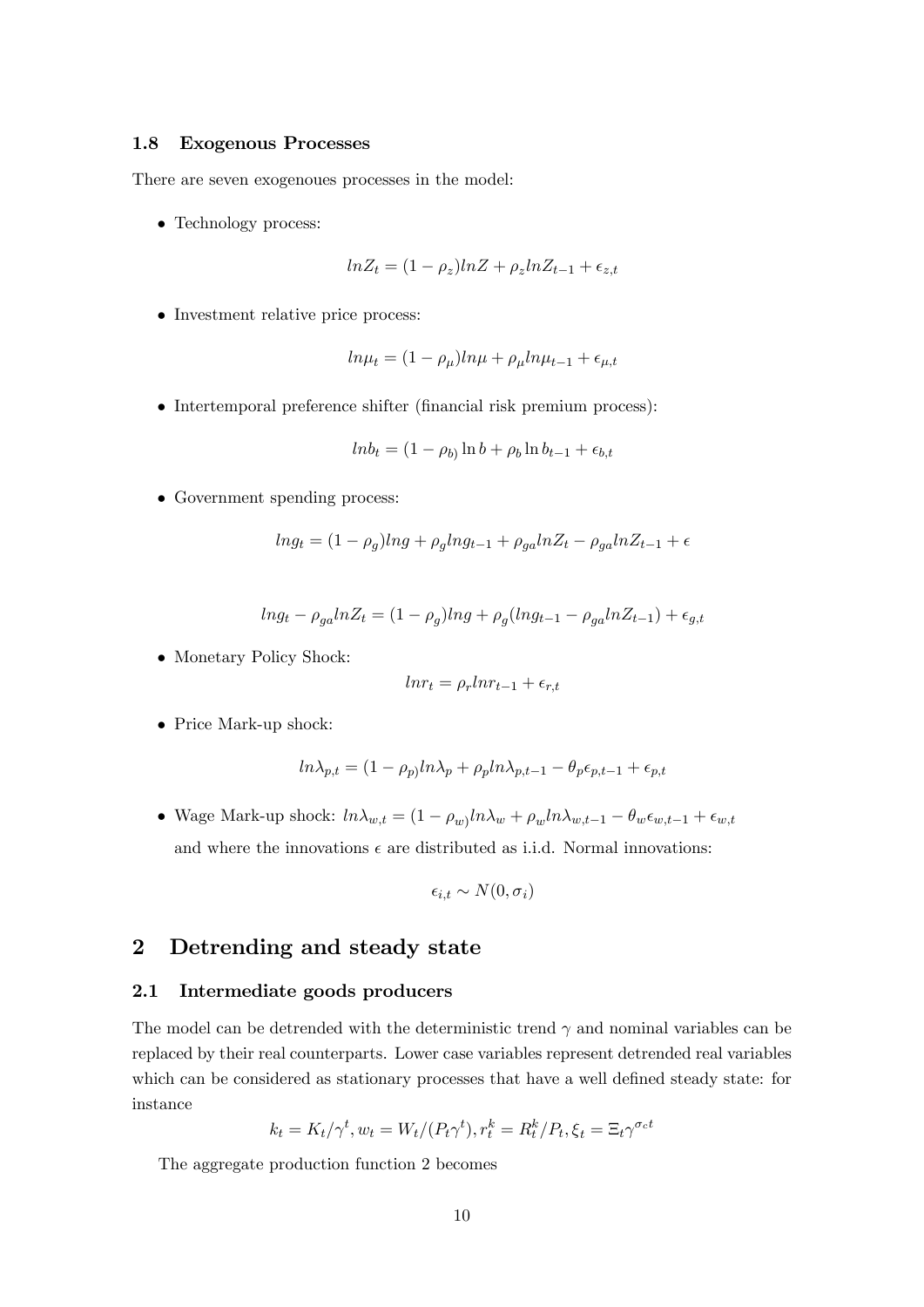### 1.8 Exogenous Processes

There are seven exogenoues processes in the model:

- Technology process:

$$lnZ_t = (1-\rho_z)lnZ + \rho_z lnZ_{t-1} + \epsilon_{z,t}$$

- Investment relative price process:

$$ln\mu_t = (1-\rho_\mu)ln\mu + \rho_\mu ln\mu_{t-1} + \epsilon_{\mu,t}$$

- Intertemporal preference shifter (financial risk premium process):

$$lnb_t = (1-\rho_{b)} \ln b + \rho_b \ln b_{t-1} + \epsilon_{b,t}$$

- Government spending process:

$$lng_t = (1-\rho_g)lng + \rho_g lng_{t-1} + \rho_{ga} lnZ_t - \rho_{ga} lnZ_{t-1} + \epsilon$$

$$lng_t - \rho_{ga} lnZ_t = (1-\rho_g)lng + \rho_g(lng_{t-1} - \rho_{ga} lnZ_{t-1}) + \epsilon_{g,t}$$

- Monetary Policy Shock:

$$lnr_t = \rho_r lnr_{t-1} + \epsilon_{r,t}$$

- Price Mark-up shock:

$$ln\lambda_{p,t} = (1-\rho_{p)} ln\lambda_p + \rho_p ln\lambda_{p,t-1} - \theta_p \epsilon_{p,t-1} + \epsilon_{p,t}$$

- Wage Mark-up shock: $ln\lambda_{w,t} = (1-\rho_{w)} ln\lambda_w + \rho_w ln\lambda_{w,t-1} - \theta_w \epsilon_{w,t-1} + \epsilon_{w,t}$
  and where the innovations $\epsilon$ are distributed as i.i.d. Normal innovations:

$$\epsilon_{i,t} \sim N(0, \sigma_i)$$

## 2 Detrending and steady state

### 2.1 Intermediate goods producers

The model can be detrended with the deterministic trend $\gamma$ and nominal variables can be replaced by their real counterparts. Lower case variables represent detrended real variables which can be considered as stationary processes that have a well defined steady state: for instance

$$k_t = K_t/\gamma^t, w_t = W_t/(P_t\gamma^t), r_t^k = R_t^k/P_t, \xi_t = \Xi_t\gamma^{\sigma_c t}$$

The aggregate production function 2 becomes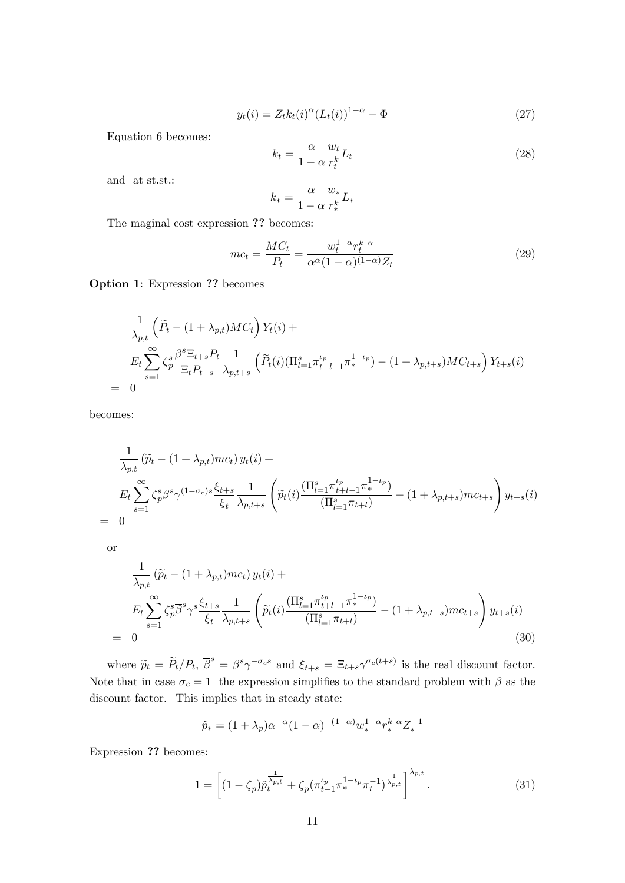$$y_t(i) = Z_t k_t(i)^{\alpha} (L_t(i))^{1-\alpha} - \Phi \tag{27}$$

Equation 6 becomes:

$$k_t = \frac{\alpha}{1-\alpha} \frac{w_t}{r_t^k} L_t \tag{28}$$

and at st.st.:

$$k_* = \frac{\alpha}{1-\alpha} \frac{w_*}{r_*^k} L_*$$

The maginal cost expression ?? becomes:

$$mc_t = \frac{MC_t}{P_t} = \frac{w_t^{1-\alpha} r_t^{k\ \alpha}}{\alpha^{\alpha}(1-\alpha)^{(1-\alpha)} Z_t} \tag{29}$$

**Option 1**: Expression ?? becomes

$$\begin{aligned}
&\frac{1}{\lambda_{p,t}} \left( \widetilde{P}_t - (1+\lambda_{p,t}) MC_t \right) Y_t(i) + \\
&E_t \sum_{s=1}^{\infty} \zeta_p^s \frac{\beta^s \Xi_{t+s} P_t}{\Xi_t P_{t+s}} \frac{1}{\lambda_{p,t+s}} \left( \widetilde{P}_t(i) (\Pi_{l=1}^s \pi_{t+l-1}^{\iota_p} \pi_*^{1-\iota_p}) - (1+\lambda_{p,t+s}) MC_{t+s} \right) Y_{t+s}(i) \\
= \;\; & 0
\end{aligned}$$

becomes:

$$\begin{aligned}
&\frac{1}{\lambda_{p,t}} \left( \widetilde{p}_t - (1+\lambda_{p,t}) mc_t \right) y_t(i) + \\
&E_t \sum_{s=1}^{\infty} \zeta_p^s \beta^s \gamma^{(1-\sigma_c)s} \frac{\xi_{t+s}}{\xi_t} \frac{1}{\lambda_{p,t+s}} \left( \widetilde{p}_t(i) \frac{(\Pi_{l=1}^s \pi_{t+l-1}^{\iota_p} \pi_*^{1-\iota_p})}{(\Pi_{l=1}^s \pi_{t+l})} - (1+\lambda_{p,t+s}) mc_{t+s} \right) y_{t+s}(i) \\
= \;\; & 0
\end{aligned}$$

or

$$\begin{aligned}
&\frac{1}{\lambda_{p,t}} \left( \widetilde{p}_t - (1+\lambda_{p,t}) mc_t \right) y_t(i) + \\
&E_t \sum_{s=1}^{\infty} \zeta_p^s \overline{\beta}^s \gamma^s \frac{\xi_{t+s}}{\xi_t} \frac{1}{\lambda_{p,t+s}} \left( \widetilde{p}_t(i) \frac{(\Pi_{l=1}^s \pi_{t+l-1}^{\iota_p} \pi_*^{1-\iota_p})}{(\Pi_{l=1}^s \pi_{t+l})} - (1+\lambda_{p,t+s}) mc_{t+s} \right) y_{t+s}(i) \\
= \;\; & 0
\end{aligned} \tag{30}$$

where $\widetilde{p}_t = \widetilde{P}_t / P_t$, $\overline{\beta}^s = \beta^s \gamma^{-\sigma_c s}$ and $\xi_{t+s} = \Xi_{t+s} \gamma^{\sigma_c (t+s)}$ is the real discount factor. Note that in case $\sigma_c = 1$ the expression simplifies to the standard problem with $\beta$ as the discount factor. This implies that in steady state:

$$\tilde{p}_* = (1+\lambda_p) \alpha^{-\alpha} (1-\alpha)^{-(1-\alpha)} w_*^{1-\alpha} r_*^{k\ \alpha} Z_*^{-1}$$

Expression ?? becomes:

$$1 = \left[ (1-\zeta_p) \tilde{p}_t^{\frac{1}{\lambda_{p,t}}} + \zeta_p (\pi_{t-1}^{\iota_p} \pi_*^{1-\iota_p} \pi_t^{-1})^{\frac{1}{\lambda_{p,t}}} \right]^{\lambda_{p,t}}. \tag{31}$$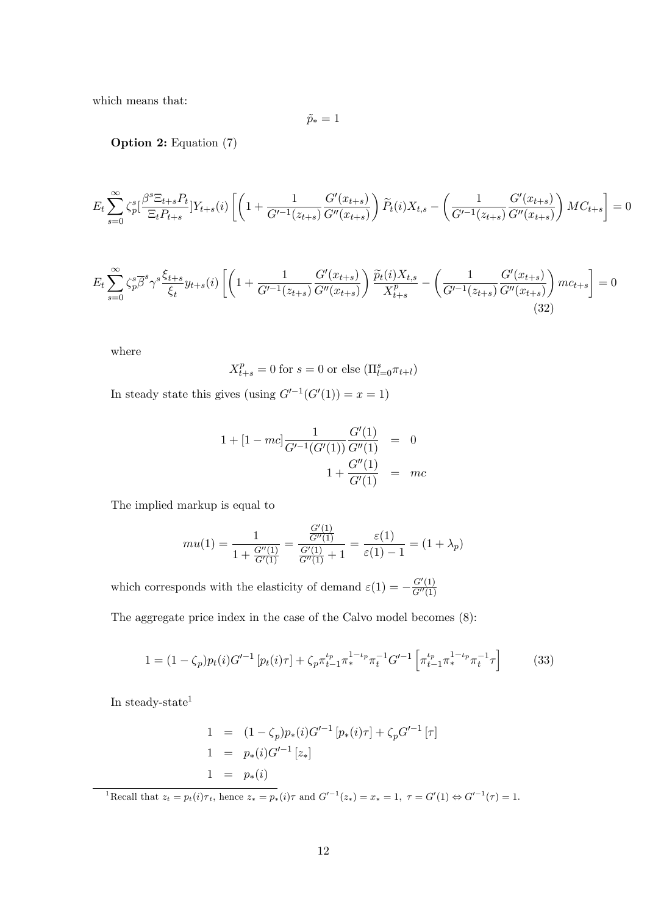which means that:

$$\tilde{p}_* = 1$$

**Option 2:** Equation (7)

$$E_t \sum_{s=0}^{\infty} \zeta_p^s [\frac{\beta^s \Xi_{t+s} P_t}{\Xi_t P_{t+s}}] Y_{t+s}(i) \left[ \left( 1 + \frac{1}{G'^{-1}(z_{t+s})} \frac{G'(x_{t+s})}{G''(x_{t+s})} \right) \widetilde{P}_t(i) X_{t,s} - \left( \frac{1}{G'^{-1}(z_{t+s})} \frac{G'(x_{t+s})}{G''(x_{t+s})} \right) MC_{t+s} \right] = 0$$

$$E_t \sum_{s=0}^{\infty} \zeta_p^s \overline{\beta}^s \gamma^s \frac{\xi_{t+s}}{\xi_t} y_{t+s}(i) \left[ \left( 1 + \frac{1}{G'^{-1}(z_{t+s})} \frac{G'(x_{t+s})}{G''(x_{t+s})} \right) \frac{\widetilde{p}_t(i) X_{t,s}}{X_{t+s}^p} - \left( \frac{1}{G'^{-1}(z_{t+s})} \frac{G'(x_{t+s})}{G''(x_{t+s})} \right) mc_{t+s} \right] = 0 \tag{32}$$

where

$$X_{t+s}^p = 0 \text{ for } s = 0 \text{ or else } (\Pi_{l=0}^s \pi_{t+l})$$

In steady state this gives (using $G'^{-1}(G'(1)) = x = 1$)

$$\begin{aligned} 1 + [1 - mc] \frac{1}{G'^{-1}(G'(1))} \frac{G'(1)}{G''(1)} &= 0 \\ 1 + \frac{G''(1)}{G'(1)} &= mc \end{aligned}$$

The implied markup is equal to

$$mu(1) = \frac{1}{1 + \frac{G''(1)}{G'(1)}} = \frac{\frac{G'(1)}{G''(1)}}{\frac{G'(1)}{G''(1)} + 1} = \frac{\varepsilon(1)}{\varepsilon(1) - 1} = (1 + \lambda_p)$$

which corresponds with the elasticity of demand $\varepsilon(1) = -\frac{G'(1)}{G''(1)}$

The aggregate price index in the case of the Calvo model becomes (8):

$$1 = (1 - \zeta_p) p_t(i) G'^{-1}[p_t(i)\tau] + \zeta_p \pi_{t-1}^{\iota_p} \pi_*^{1-\iota_p} \pi_t^{-1} G'^{-1} \left[ \pi_{t-1}^{\iota_p} \pi_*^{1-\iota_p} \pi_t^{-1} \tau \right] \tag{33}$$

In steady-state[1]

$$\begin{aligned} 1 &= (1 - \zeta_p) p_*(i) G'^{-1}[p_*(i)\tau] + \zeta_p G'^{-1}[\tau] \\ 1 &= p_*(i) G'^{-1}[z_*] \\ 1 &= p_*(i) \end{aligned}$$

[1] Recall that $z_t = p_t(i)\tau_t$, hence $z_* = p_*(i)\tau$ and $G'^{-1}(z_*) = x_* = 1,\ \tau = G'(1) \Leftrightarrow G'^{-1}(\tau) = 1$.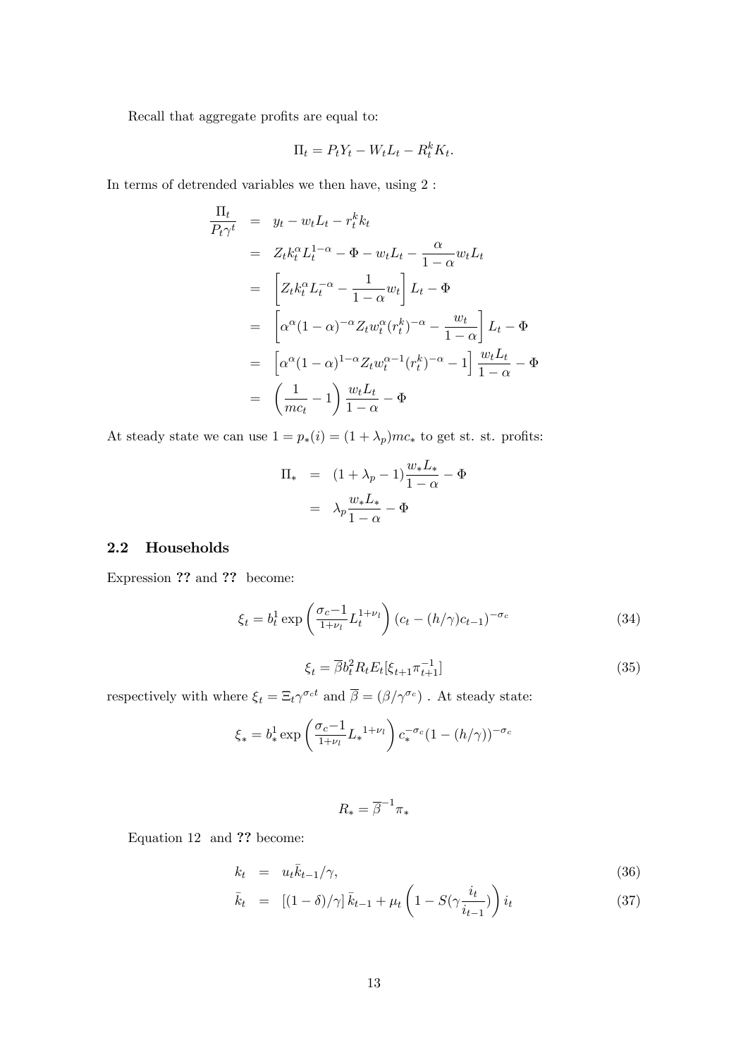Recall that aggregate profits are equal to:

$$\Pi_t = P_t Y_t - W_t L_t - R_t^k K_t.$$

In terms of detrended variables we then have, using 2 :

$$\begin{aligned}
\frac{\Pi_t}{P_t \gamma^t} &= y_t - w_t L_t - r_t^k k_t \\
&= Z_t k_t^\alpha L_t^{1-\alpha} - \Phi - w_t L_t - \frac{\alpha}{1-\alpha} w_t L_t \\
&= \left[ Z_t k_t^\alpha L_t^{-\alpha} - \frac{1}{1-\alpha} w_t \right] L_t - \Phi \\
&= \left[ \alpha^\alpha (1-\alpha)^{-\alpha} Z_t w_t^\alpha (r_t^k)^{-\alpha} - \frac{w_t}{1-\alpha} \right] L_t - \Phi \\
&= \left[ \alpha^\alpha (1-\alpha)^{1-\alpha} Z_t w_t^{\alpha-1} (r_t^k)^{-\alpha} - 1 \right] \frac{w_t L_t}{1-\alpha} - \Phi \\
&= \left( \frac{1}{mc_t} - 1 \right) \frac{w_t L_t}{1-\alpha} - \Phi
\end{aligned}$$

At steady state we can use $1 = p_*(i) = (1 + \lambda_p) mc_*$ to get st. st. profits:

$$\begin{aligned}
\Pi_* &= (1 + \lambda_p - 1) \frac{w_* L_*}{1-\alpha} - \Phi \\
&= \lambda_p \frac{w_* L_*}{1-\alpha} - \Phi
\end{aligned}$$

## 2.2 Households

Expression ?? and ?? become:

$$\xi_t = b_t^1 \exp\left( \tfrac{\sigma_c - 1}{1+\nu_l} L_t^{1+\nu_l} \right) (c_t - (h/\gamma) c_{t-1})^{-\sigma_c} \tag{34}$$

$$\xi_t = \overline{\beta} b_t^2 R_t E_t[\xi_{t+1} \pi_{t+1}^{-1}] \tag{35}$$

respectively with where $\xi_t = \Xi_t \gamma^{\sigma_c t}$ and $\overline{\beta} = (\beta / \gamma^{\sigma_c})$ . At steady state:

$$\xi_* = b_*^1 \exp\left( \tfrac{\sigma_c - 1}{1+\nu_l} {L_*}^{1+\nu_l} \right) c_*^{-\sigma_c} (1 - (h/\gamma))^{-\sigma_c}$$

$$R_* = \overline{\beta}^{-1} \pi_*$$

Equation 12 and ?? become:

$$\begin{aligned}
k_t &= u_t \bar{k}_{t-1} / \gamma, && (36) \\
\bar{k}_t &= \left[ (1-\delta)/\gamma \right] \bar{k}_{t-1} + \mu_t \left( 1 - S(\gamma \frac{i_t}{i_{t-1}}) \right) i_t && (37)
\end{aligned}$$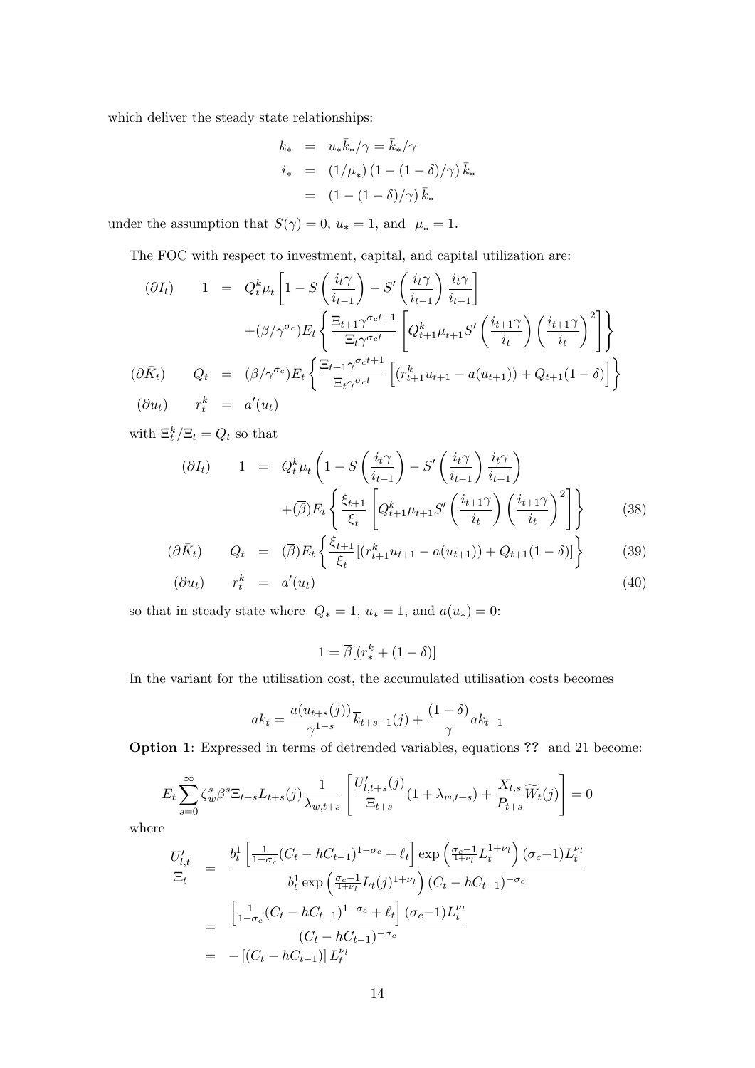which deliver the steady state relationships:

$$
\begin{aligned}
k_* &= u_* \bar{k}_* / \gamma = \bar{k}_* / \gamma \\
i_* &= (1/\mu_*) \left(1 - (1-\delta)/\gamma\right) \bar{k}_* \\
&= \left(1 - (1-\delta)/\gamma\right) \bar{k}_*
\end{aligned}
$$

under the assumption that $S(\gamma) = 0$, $u_* = 1$, and $\mu_* = 1$.

The FOC with respect to investment, capital, and capital utilization are:

$$
\begin{aligned}
(\partial I_t) \qquad 1 &= Q_t^k \mu_t \left[1 - S\left(\frac{i_t \gamma}{i_{t-1}}\right) - S'\left(\frac{i_t \gamma}{i_{t-1}}\right) \frac{i_t \gamma}{i_{t-1}}\right] \\
&\quad + (\beta/\gamma^{\sigma_c}) E_t \left\{ \frac{\Xi_{t+1} \gamma^{\sigma_c t+1}}{\Xi_t \gamma^{\sigma_c t}} \left[ Q_{t+1}^k \mu_{t+1} S'\left(\frac{i_{t+1}\gamma}{i_t}\right) \left(\frac{i_{t+1}\gamma}{i_t}\right)^2 \right] \right\} \\
(\partial \bar{K}_t) \qquad Q_t &= (\beta/\gamma^{\sigma_c}) E_t \left\{ \frac{\Xi_{t+1} \gamma^{\sigma_c t+1}}{\Xi_t \gamma^{\sigma_c t}} \left[ (r_{t+1}^k u_{t+1} - a(u_{t+1})) + Q_{t+1}(1-\delta) \right] \right\} \\
(\partial u_t) \qquad r_t^k &= a'(u_t)
\end{aligned}
$$

with $\Xi_t^k / \Xi_t = Q_t$ so that

$$
\begin{aligned}
(\partial I_t) \qquad 1 &= Q_t^k \mu_t \left(1 - S\left(\frac{i_t \gamma}{i_{t-1}}\right) - S'\left(\frac{i_t \gamma}{i_{t-1}}\right) \frac{i_t \gamma}{i_{t-1}}\right) \\
&\quad + (\overline{\beta}) E_t \left\{ \frac{\xi_{t+1}}{\xi_t} \left[ Q_{t+1}^k \mu_{t+1} S'\left(\frac{i_{t+1}\gamma}{i_t}\right) \left(\frac{i_{t+1}\gamma}{i_t}\right)^2 \right] \right\} \qquad (38) \\
(\partial \bar{K}_t) \qquad Q_t &= (\overline{\beta}) E_t \left\{ \frac{\xi_{t+1}}{\xi_t} [(r_{t+1}^k u_{t+1} - a(u_{t+1})) + Q_{t+1}(1-\delta)] \right\} \qquad (39) \\
(\partial u_t) \qquad r_t^k &= a'(u_t) \qquad (40)
\end{aligned}
$$

so that in steady state where $Q_* = 1$, $u_* = 1$, and $a(u_*) = 0$:

$$
1 = \overline{\beta}[(r_*^k + (1-\delta)]
$$

In the variant for the utilisation cost, the accumulated utilisation costs becomes

$$
ak_t = \frac{a(u_{t+s}(j))}{\gamma^{1-s}} \overline{k}_{t+s-1}(j) + \frac{(1-\delta)}{\gamma} ak_{t-1}
$$

**Option 1**: Expressed in terms of detrended variables, equations **??** and 21 become:

$$
E_t \sum_{s=0}^{\infty} \zeta_w^s \beta^s \Xi_{t+s} L_{t+s}(j) \frac{1}{\lambda_{w,t+s}} \left[ \frac{U'_{l,t+s}(j)}{\Xi_{t+s}} (1 + \lambda_{w,t+s}) + \frac{X_{t,s}}{P_{t+s}} \widetilde{W}_t(j) \right] = 0
$$

where

$$
\begin{aligned}
\frac{U'_{l,t}}{\Xi_t} &= \frac{b_t^1 \left[\frac{1}{1-\sigma_c}(C_t - hC_{t-1})^{1-\sigma_c} + \ell_t\right] \exp\left(\frac{\sigma_c - 1}{1+\nu_l} L_t^{1+\nu_l}\right) (\sigma_c - 1) L_t^{\nu_l}}{b_t^1 \exp\left(\frac{\sigma_c - 1}{1+\nu_l} L_t(j)^{1+\nu_l}\right) (C_t - hC_{t-1})^{-\sigma_c}} \\
&= \frac{\left[\frac{1}{1-\sigma_c}(C_t - hC_{t-1})^{1-\sigma_c} + \ell_t\right] (\sigma_c - 1) L_t^{\nu_l}}{(C_t - hC_{t-1})^{-\sigma_c}} \\
&= -\left[(C_t - hC_{t-1})\right] L_t^{\nu_l}
\end{aligned}
$$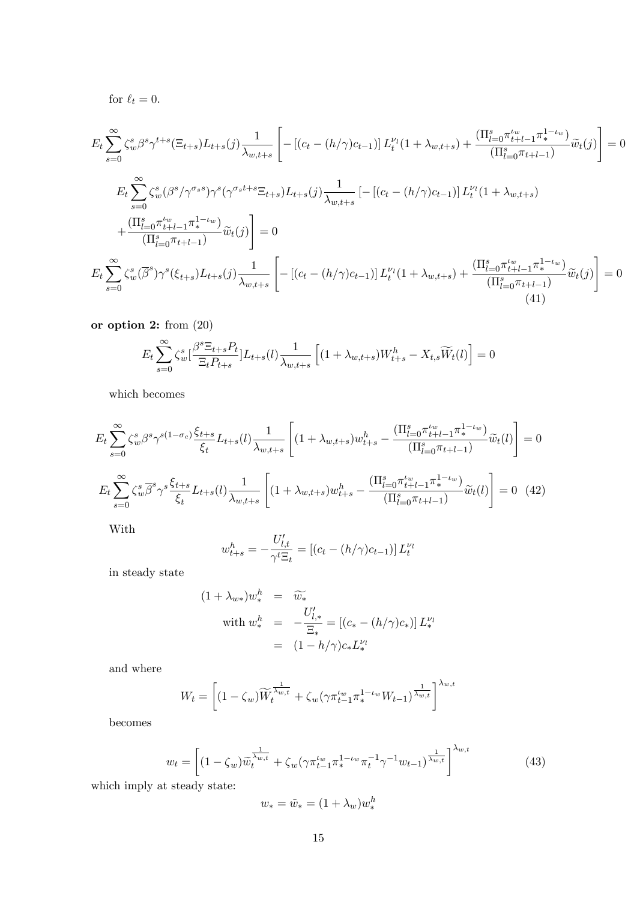for $\ell_t = 0$.

$$E_t \sum_{s=0}^{\infty} \zeta_w^s \beta^s \gamma^{t+s} (\Xi_{t+s}) L_{t+s}(j) \frac{1}{\lambda_{w,t+s}} \left[ -\left[(c_t - (h/\gamma)c_{t-1})\right] L_t^{\nu_l} (1 + \lambda_{w,t+s}) + \frac{(\Pi_{l=0}^{s} \pi_{t+l-1}^{\iota_w} \pi_*^{1-\iota_w})}{(\Pi_{l=0}^{s} \pi_{t+l-1})} \widetilde{w}_t(j) \right] = 0$$

$$E_t \sum_{s=0}^{\infty} \zeta_w^s (\beta^s / \gamma^{\sigma_s s}) \gamma^s (\gamma^{\sigma_s t+s} \Xi_{t+s}) L_{t+s}(j) \frac{1}{\lambda_{w,t+s}} \left[ -\left[(c_t - (h/\gamma)c_{t-1})\right] L_t^{\nu_l} (1 + \lambda_{w,t+s}) \right.$$
$$\left. + \frac{(\Pi_{l=0}^{s} \pi_{t+l-1}^{\iota_w} \pi_*^{1-\iota_w})}{(\Pi_{l=0}^{s} \pi_{t+l-1})} \widetilde{w}_t(j) \right] = 0$$

$$E_t \sum_{s=0}^{\infty} \zeta_w^s (\overline{\beta}^s) \gamma^s (\xi_{t+s}) L_{t+s}(j) \frac{1}{\lambda_{w,t+s}} \left[ -\left[(c_t - (h/\gamma)c_{t-1})\right] L_t^{\nu_l} (1 + \lambda_{w,t+s}) + \frac{(\Pi_{l=0}^{s} \pi_{t+l-1}^{\iota_w} \pi_*^{1-\iota_w})}{(\Pi_{l=0}^{s} \pi_{t+l-1})} \widetilde{w}_t(j) \right] = 0 \quad (41)$$

**or option 2:** from (20)

$$E_t \sum_{s=0}^{\infty} \zeta_w^s \left[\frac{\beta^s \Xi_{t+s} P_t}{\Xi_t P_{t+s}}\right] L_{t+s}(l) \frac{1}{\lambda_{w,t+s}} \left[ (1 + \lambda_{w,t+s}) W_{t+s}^h - X_{t,s} \widetilde{W}_t(l) \right] = 0$$

which becomes

$$E_t \sum_{s=0}^{\infty} \zeta_w^s \beta^s \gamma^{s(1-\sigma_c)} \frac{\xi_{t+s}}{\xi_t} L_{t+s}(l) \frac{1}{\lambda_{w,t+s}} \left[ (1 + \lambda_{w,t+s}) w_{t+s}^h - \frac{(\Pi_{l=0}^{s} \pi_{t+l-1}^{\iota_w} \pi_*^{1-\iota_w})}{(\Pi_{l=0}^{s} \pi_{t+l-1})} \widetilde{w}_t(l) \right] = 0$$

$$E_t \sum_{s=0}^{\infty} \zeta_w^s \overline{\beta}^s \gamma^s \frac{\xi_{t+s}}{\xi_t} L_{t+s}(l) \frac{1}{\lambda_{w,t+s}} \left[ (1 + \lambda_{w,t+s}) w_{t+s}^h - \frac{(\Pi_{l=0}^{s} \pi_{t+l-1}^{\iota_w} \pi_*^{1-\iota_w})}{(\Pi_{l=0}^{s} \pi_{t+l-1})} \widetilde{w}_t(l) \right] = 0 \quad (42)$$

With

$$w_{t+s}^h = -\frac{U'_{l,t}}{\gamma^t \Xi_t} = \left[(c_t - (h/\gamma)c_{t-1})\right] L_t^{\nu_l}$$

in steady state

$$\begin{aligned}
(1 + \lambda_{w*}) w_*^h &= \widetilde{w_*} \\
\text{with } w_*^h &= -\frac{U'_{l,*}}{\Xi_*} = \left[(c_* - (h/\gamma)c_*)\right] L_*^{\nu_l} \\
&= (1 - h/\gamma) c_* L_*^{\nu_l}
\end{aligned}$$

and where

$$W_t = \left[ (1 - \zeta_w) \widetilde{W}_t^{\frac{1}{\lambda_{w,t}}} + \zeta_w (\gamma \pi_{t-1}^{\iota_w} \pi_*^{1-\iota_w} W_{t-1})^{\frac{1}{\lambda_{w,t}}} \right]^{\lambda_{w,t}}$$

becomes

$$w_t = \left[ (1 - \zeta_w) \widetilde{w}_t^{\frac{1}{\lambda_{w,t}}} + \zeta_w (\gamma \pi_{t-1}^{\iota_w} \pi_*^{1-\iota_w} \pi_t^{-1} \gamma^{-1} w_{t-1})^{\frac{1}{\lambda_{w,t}}} \right]^{\lambda_{w,t}} \quad (43)$$

which imply at steady state:

$$w_* = \tilde{w}_* = (1 + \lambda_w) w_*^h$$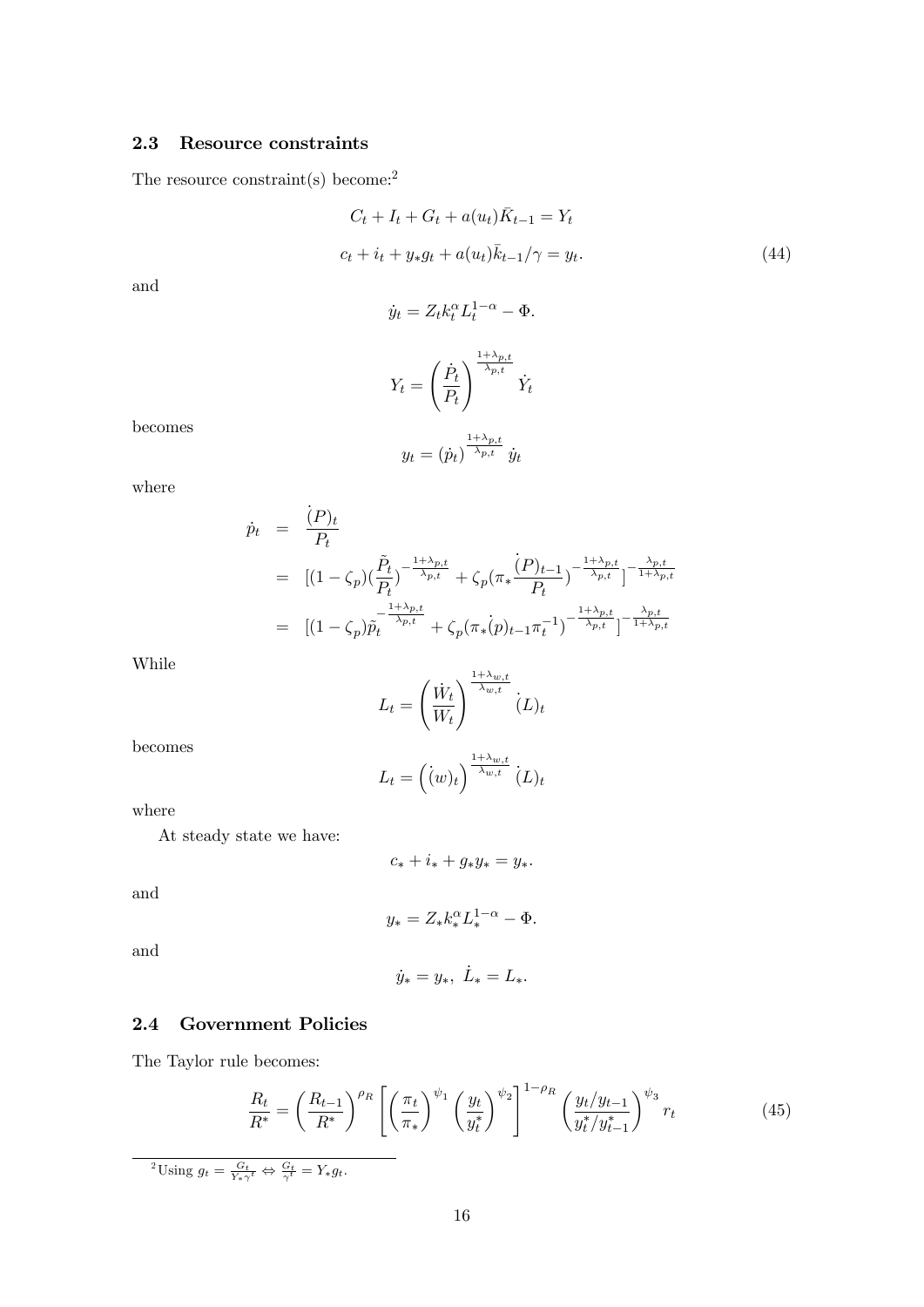### 2.3 Resource constraints

The resource constraint(s) become:[2]

$$
\begin{aligned}
C_t + I_t + G_t + a(u_t)\bar{K}_{t-1} &= Y_t \\
c_t + i_t + y_* g_t + a(u_t)\bar{k}_{t-1}/\gamma &= y_t.
\end{aligned}
\tag{44}
$$

and

$$
\dot{y}_t = Z_t k_t^{\alpha} L_t^{1-\alpha} - \Phi.
$$

$$
Y_t = \left(\frac{\dot{P}_t}{P_t}\right)^{\frac{1+\lambda_{p,t}}{\lambda_{p,t}}} \dot{Y}_t
$$

becomes

$$
y_t = (\dot{p}_t)^{\frac{1+\lambda_{p,t}}{\lambda_{p,t}}} \dot{y}_t
$$

where

$$
\begin{aligned}
\dot{p}_t &= \frac{\dot{(P)}_t}{P_t} \\
&= [(1-\zeta_p)(\frac{\tilde{P}_t}{P_t})^{-\frac{1+\lambda_{p,t}}{\lambda_{p,t}}} + \zeta_p(\pi_* \frac{\dot{(P)}_{t-1}}{P_t})^{-\frac{1+\lambda_{p,t}}{\lambda_{p,t}}}]^{-\frac{\lambda_{p,t}}{1+\lambda_{p,t}}} \\
&= [(1-\zeta_p)\tilde{p}_t^{-\frac{1+\lambda_{p,t}}{\lambda_{p,t}}} + \zeta_p(\pi_* \dot{(p)}_{t-1}\pi_t^{-1})^{-\frac{1+\lambda_{p,t}}{\lambda_{p,t}}}]^{-\frac{\lambda_{p,t}}{1+\lambda_{p,t}}}
\end{aligned}
$$

While

$$
L_t = \left(\frac{\dot{W}_t}{W_t}\right)^{\frac{1+\lambda_{w,t}}{\lambda_{w,t}}} \dot{(L)}_t
$$

becomes

$$
L_t = \left(\dot{(w)}_t\right)^{\frac{1+\lambda_{w,t}}{\lambda_{w,t}}} \dot{(L)}_t
$$

where

At steady state we have:

$$
c_* + i_* + g_* y_* = y_*.
$$

and

$$
y_* = Z_* k_*^{\alpha} L_*^{1-\alpha} - \Phi.
$$

and

$$
\dot{y}_* = y_*, \ \dot{L}_* = L_*.
$$

### 2.4 Government Policies

The Taylor rule becomes:

$$
\frac{R_t}{R^*} = \left(\frac{R_{t-1}}{R^*}\right)^{\rho_R} \left[\left(\frac{\pi_t}{\pi_*}\right)^{\psi_1} \left(\frac{y_t}{y_t^*}\right)^{\psi_2}\right]^{1-\rho_R} \left(\frac{y_t/y_{t-1}}{y_t^*/y_{t-1}^*}\right)^{\psi_3} r_t
\tag{45}
$$

[2] Using $g_t = \frac{G_t}{Y_* \gamma^t} \Leftrightarrow \frac{G_t}{\gamma^t} = Y_* g_t$.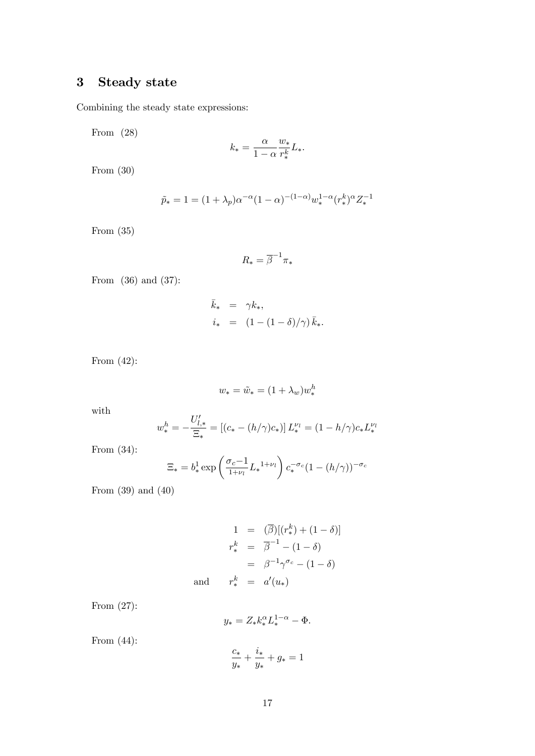## 3 Steady state

Combining the steady state expressions:

From (28)

$$k_* = \frac{\alpha}{1-\alpha}\frac{w_*}{r^k_*}L_*.$$

From (30)

$$\tilde{p}_* = 1 = (1+\lambda_p)\alpha^{-\alpha}(1-\alpha)^{-(1-\alpha)}w_*^{1-\alpha}(r^k_*)^{\alpha}Z_*^{-1}$$

From (35)

$$R_* = \overline{\beta}^{-1}\pi_*$$

From (36) and (37):

$$\begin{aligned}
\bar{k}_* &= \gamma k_*,\\
i_* &= (1-(1-\delta)/\gamma)\,\bar{k}_*.
\end{aligned}$$

From (42):

$$w_* = \tilde{w}_* = (1+\lambda_w)w^h_*$$

with

$$w^h_* = -\frac{U'_{l,*}}{\Xi_*} = [(c_* - (h/\gamma)c_*)]\,L_*^{\nu_l} = (1-h/\gamma)c_* L_*^{\nu_l}$$

From (34):

$$\Xi_* = b^1_* \exp\left(\frac{\sigma_c - 1}{1+\nu_l} {L_*}^{1+\nu_l}\right) c_*^{-\sigma_c}(1-(h/\gamma))^{-\sigma_c}$$

From (39) and (40)

$$\begin{aligned}
1 &= (\overline{\beta})[(r^k_*) + (1-\delta)]\\
r^k_* &= \overline{\beta}^{-1} - (1-\delta)\\
&= \beta^{-1}\gamma^{\sigma_c} - (1-\delta)\\
\text{and} \qquad r^k_* &= a'(u_*)
\end{aligned}$$

From (27):

$$y_* = Z_* k_*^{\alpha} L_*^{1-\alpha} - \Phi.$$

From (44):

$$\frac{c_*}{y_*} + \frac{i_*}{y_*} + g_* = 1$$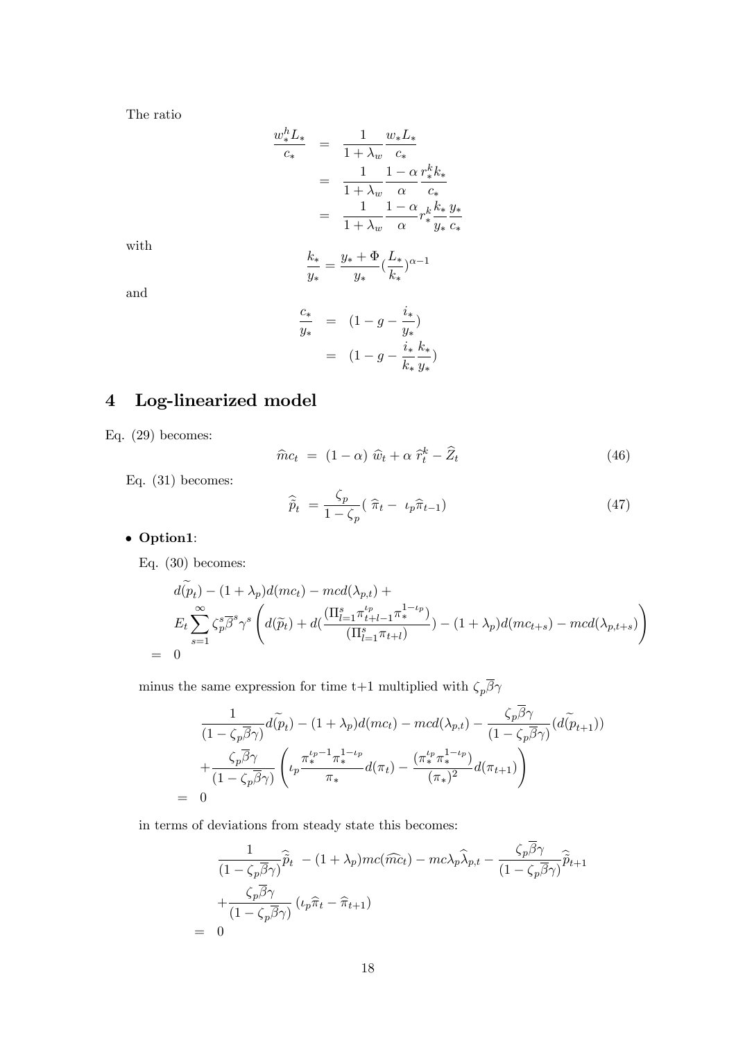The ratio

$$
\begin{aligned}
\frac{w^h_* L_*}{c_*} &= \frac{1}{1+\lambda_w}\frac{w_* L_*}{c_*} \\
&= \frac{1}{1+\lambda_w}\frac{1-\alpha}{\alpha}\frac{r^k_* k_*}{c_*} \\
&= \frac{1}{1+\lambda_w}\frac{1-\alpha}{\alpha} r^k_* \frac{k_*}{y_*}\frac{y_*}{c_*}
\end{aligned}
$$

with

$$
\frac{k_*}{y_*} = \frac{y_* + \Phi}{y_*}(\frac{L_*}{k_*})^{\alpha - 1}
$$

and

$$
\begin{aligned}
\frac{c_*}{y_*} &= (1 - g - \frac{i_*}{y_*}) \\
&= (1 - g - \frac{i_*}{k_*}\frac{k_*}{y_*})
\end{aligned}
$$

# 4 Log-linearized model

Eq. (29) becomes:

$$
\widehat{mc}_t \;=\; (1-\alpha)\;\widehat{w}_t + \alpha\;\widehat{r}^k_t - \widehat{Z}_t \tag{46}
$$

Eq. (31) becomes:

$$
\widehat{\widetilde{p}}_t \;= \frac{\zeta_p}{1-\zeta_p}(\;\widehat{\pi}_t - \;\iota_p \widehat{\pi}_{t-1}) \tag{47}
$$

- **Option1**:

  Eq. (30) becomes:

$$
\begin{aligned}
& d(\widetilde{p_t}) - (1+\lambda_p)d(mc_t) - mcd(\lambda_{p,t}) + \\
& E_t \sum_{s=1}^{\infty} \zeta_p^s \overline{\beta}^s \gamma^s \left( d(\widetilde{p}_t) + d(\frac{(\Pi_{l=1}^s \pi_{t+l-1}^{\iota_p} \pi_*^{1-\iota_p})}{(\Pi_{l=1}^s \pi_{t+l})}) - (1+\lambda_p)d(mc_{t+s}) - mcd(\lambda_{p,t+s}) \right) \\
=\;& 0
\end{aligned}
$$

  minus the same expression for time t+1 multiplied with $\zeta_p \overline{\beta}\gamma$

$$
\begin{aligned}
& \frac{1}{(1-\zeta_p\overline{\beta}\gamma)} d(\widetilde{p_t}) - (1+\lambda_p)d(mc_t) - mcd(\lambda_{p,t}) - \frac{\zeta_p\overline{\beta}\gamma}{(1-\zeta_p\overline{\beta}\gamma)}(d(\widetilde{p_{t+1}})) \\
& + \frac{\zeta_p\overline{\beta}\gamma}{(1-\zeta_p\overline{\beta}\gamma)} \left( \iota_p \frac{\pi_*^{\iota_p - 1}\pi_*^{1-\iota_p}}{\pi_*} d(\pi_t) - \frac{(\pi_*^{\iota_p}\pi_*^{1-\iota_p})}{(\pi_*)^2} d(\pi_{t+1}) \right) \\
=\;& 0
\end{aligned}
$$

  in terms of deviations from steady state this becomes:

$$
\begin{aligned}
& \frac{1}{(1-\zeta_p\overline{\beta}\gamma)}\widehat{\widetilde{p}}_t \;-(1+\lambda_p)mc(\widehat{mc}_t) - mc\lambda_p \widehat{\lambda}_{p,t} - \frac{\zeta_p\overline{\beta}\gamma}{(1-\zeta_p\overline{\beta}\gamma)}\widehat{\widetilde{p}}_{t+1} \\
& + \frac{\zeta_p\overline{\beta}\gamma}{(1-\zeta_p\overline{\beta}\gamma)}\left(\iota_p \widehat{\pi}_t - \widehat{\pi}_{t+1}\right) \\
=\;& 0
\end{aligned}
$$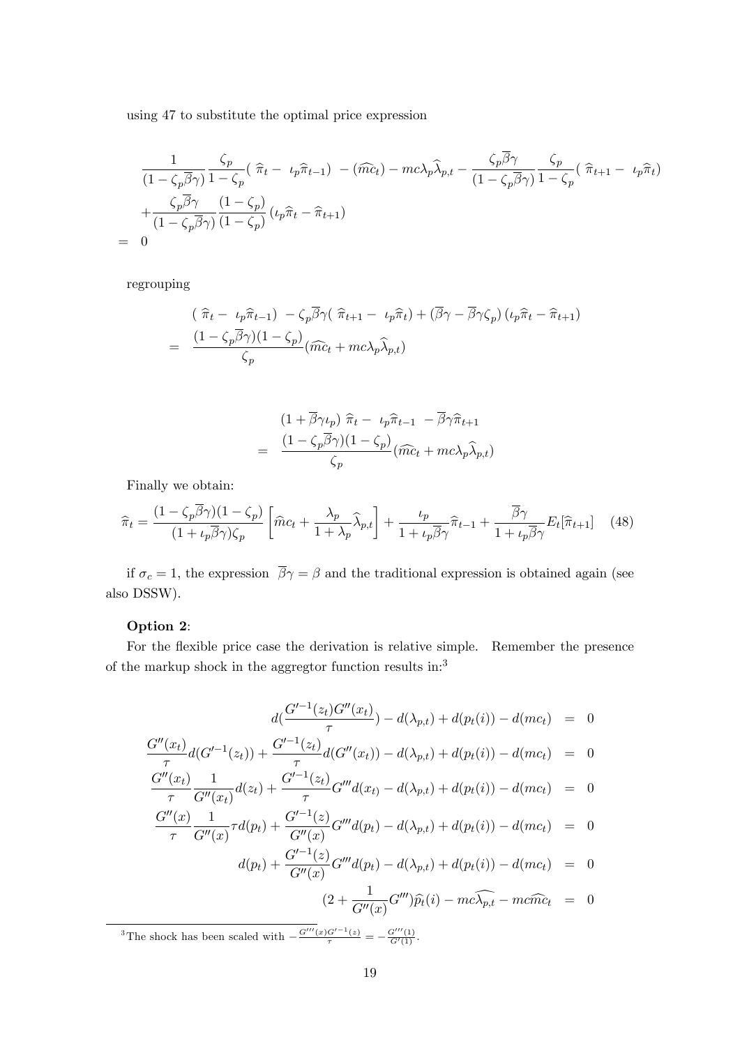using 47 to substitute the optimal price expression

$$
\begin{aligned}
& \frac{1}{(1-\zeta_p\overline{\beta}\gamma)}\frac{\zeta_p}{1-\zeta_p}(\ \widehat{\pi}_t - \ \iota_p\widehat{\pi}_{t-1}) \ - (\widehat{mc}_t) - mc\lambda_p\widehat{\lambda}_{p,t} - \frac{\zeta_p\overline{\beta}\gamma}{(1-\zeta_p\overline{\beta}\gamma)}\frac{\zeta_p}{1-\zeta_p}(\ \widehat{\pi}_{t+1} - \ \iota_p\widehat{\pi}_t) \\
& + \frac{\zeta_p\overline{\beta}\gamma}{(1-\zeta_p\overline{\beta}\gamma)}\frac{(1-\zeta_p)}{(1-\zeta_p)}(\iota_p\widehat{\pi}_t - \widehat{\pi}_{t+1}) \\
= & \ \ 0
\end{aligned}
$$

regrouping

$$
\begin{aligned}
& (\ \widehat{\pi}_t - \ \iota_p\widehat{\pi}_{t-1}) \ - \zeta_p\overline{\beta}\gamma(\ \widehat{\pi}_{t+1} - \ \iota_p\widehat{\pi}_t) + (\overline{\beta}\gamma - \overline{\beta}\gamma\zeta_p)(\iota_p\widehat{\pi}_t - \widehat{\pi}_{t+1}) \\
= & \ \ \frac{(1-\zeta_p\overline{\beta}\gamma)(1-\zeta_p)}{\zeta_p}(\widehat{mc}_t + mc\lambda_p\widehat{\lambda}_{p,t})
\end{aligned}
$$

$$
\begin{aligned}
& (1+\overline{\beta}\gamma\iota_p)\ \widehat{\pi}_t - \ \iota_p\widehat{\pi}_{t-1} \ - \overline{\beta}\gamma\widehat{\pi}_{t+1} \\
= & \ \ \frac{(1-\zeta_p\overline{\beta}\gamma)(1-\zeta_p)}{\zeta_p}(\widehat{mc}_t + mc\lambda_p\widehat{\lambda}_{p,t})
\end{aligned}
$$

Finally we obtain:

$$
\widehat{\pi}_t = \frac{(1-\zeta_p\overline{\beta}\gamma)(1-\zeta_p)}{(1+\iota_p\overline{\beta}\gamma)\zeta_p}\left[\widehat{m}c_t + \frac{\lambda_p}{1+\lambda_p}\widehat{\lambda}_{p,t}\right] + \frac{\iota_p}{1+\iota_p\overline{\beta}\gamma}\widehat{\pi}_{t-1} + \frac{\overline{\beta}\gamma}{1+\iota_p\overline{\beta}\gamma}E_t[\widehat{\pi}_{t+1}] \quad (48)
$$

if $\sigma_c = 1$, the expression $\overline{\beta}\gamma = \beta$ and the traditional expression is obtained again (see also DSSW).

**Option 2**:

For the flexible price case the derivation is relative simple. Remember the presence of the markup shock in the aggregtor function results in:[3]

$$
\begin{aligned}
d(\frac{G'^{-1}(z_t)G''(x_t)}{\tau}) - d(\lambda_{p,t}) + d(p_t(i)) - d(mc_t) &= 0 \\
\frac{G''(x_t)}{\tau}d(G'^{-1}(z_t)) + \frac{G'^{-1}(z_t)}{\tau}d(G''(x_t)) - d(\lambda_{p,t}) + d(p_t(i)) - d(mc_t) &= 0 \\
\frac{G''(x_t)}{\tau}\frac{1}{G''(x_t)}d(z_t) + \frac{G'^{-1}(z_t)}{\tau}G'''d(x_t) - d(\lambda_{p,t}) + d(p_t(i)) - d(mc_t) &= 0 \\
\frac{G''(x)}{\tau}\frac{1}{G''(x)}\tau d(p_t) + \frac{G'^{-1}(z)}{G''(x)}G'''d(p_t) - d(\lambda_{p,t}) + d(p_t(i)) - d(mc_t) &= 0 \\
d(p_t) + \frac{G'^{-1}(z)}{G''(x)}G'''d(p_t) - d(\lambda_{p,t}) + d(p_t(i)) - d(mc_t) &= 0 \\
(2 + \frac{1}{G''(x)}G''')\widehat{p}_t(i) - mc\widehat{\lambda_{p,t}} - mc\widehat{mc}_t &= 0
\end{aligned}
$$

[3] The shock has been scaled with $-\frac{G'''(x)G'^{-1}(z)}{\tau} = -\frac{G'''(1)}{G'(1)}$.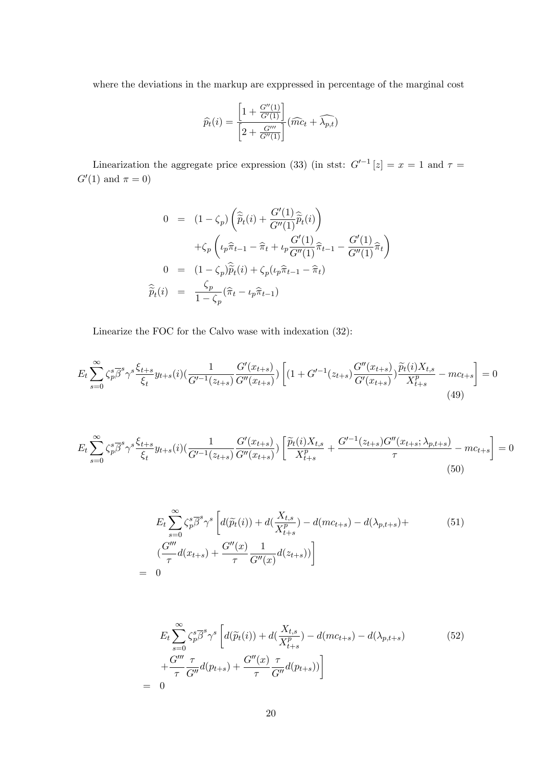where the deviations in the markup are exppressed in percentage of the marginal cost

$$\widehat{p}_t(i) = \frac{\left[1 + \frac{G''(1)}{G'(1)}\right]}{\left[2 + \frac{G'''}{G''(1)}\right]}(\widehat{mc}_t + \widehat{\lambda_{p,t}})$$

Linearization the aggregate price expression (33) (in stst: $G'^{-1}[z] = x = 1$ and $\tau = G'(1)$ and $\pi = 0$)

$$\begin{aligned}
0 &= (1-\zeta_p)\left(\widehat{\widetilde{p}}_t(i) + \frac{G'(1)}{G''(1)}\widehat{\widetilde{p}}_t(i)\right) \\
&\quad + \zeta_p\left(\iota_p\widehat{\pi}_{t-1} - \widehat{\pi}_t + \iota_p\frac{G'(1)}{G''(1)}\widehat{\pi}_{t-1} - \frac{G'(1)}{G''(1)}\widehat{\pi}_t\right) \\
0 &= (1-\zeta_p)\widehat{\widetilde{p}}_t(i) + \zeta_p(\iota_p\widehat{\pi}_{t-1} - \widehat{\pi}_t) \\
\widehat{\widetilde{p}}_t(i) &= \frac{\zeta_p}{1-\zeta_p}(\widehat{\pi}_t - \iota_p\widehat{\pi}_{t-1})
\end{aligned}$$

Linearize the FOC for the Calvo wase with indexation (32):

$$E_t\sum_{s=0}^{\infty}\zeta_p^s\overline{\beta}^s\gamma^s\frac{\xi_{t+s}}{\xi_t}y_{t+s}(i)\left(\frac{1}{G'^{-1}(z_{t+s})}\frac{G'(x_{t+s})}{G''(x_{t+s})}\right)\left[(1 + G'^{-1}(z_{t+s})\frac{G''(x_{t+s})}{G'(x_{t+s})})\frac{\widetilde{p}_t(i)X_{t,s}}{X^p_{t+s}} - mc_{t+s}\right] = 0 \tag{49}$$

$$E_t\sum_{s=0}^{\infty}\zeta_p^s\overline{\beta}^s\gamma^s\frac{\xi_{t+s}}{\xi_t}y_{t+s}(i)\left(\frac{1}{G'^{-1}(z_{t+s})}\frac{G'(x_{t+s})}{G''(x_{t+s})}\right)\left[\frac{\widetilde{p}_t(i)X_{t,s}}{X^p_{t+s}} + \frac{G'^{-1}(z_{t+s})G''(x_{t+s};\lambda_{p,t+s})}{\tau} - mc_{t+s}\right] = 0 \tag{50}$$

$$\begin{aligned}
& E_t\sum_{s=0}^{\infty}\zeta_p^s\overline{\beta}^s\gamma^s\left[d(\widetilde{p}_t(i)) + d(\frac{X_{t,s}}{X^p_{t+s}}) - d(mc_{t+s}) - d(\lambda_{p,t+s}) + \right. \\
& \left.(\frac{G'''}{\tau}d(x_{t+s}) + \frac{G''(x)}{\tau}\frac{1}{G''(x)}d(z_{t+s}))\right] \\
= \;& 0
\end{aligned} \tag{51}$$

$$\begin{aligned}
& E_t\sum_{s=0}^{\infty}\zeta_p^s\overline{\beta}^s\gamma^s\left[d(\widetilde{p}_t(i)) + d(\frac{X_{t,s}}{X^p_{t+s}}) - d(mc_{t+s}) - d(\lambda_{p,t+s})\right. \\
& \left. + \frac{G'''}{\tau}\frac{\tau}{G''}d(p_{t+s}) + \frac{G''(x)}{\tau}\frac{\tau}{G''}d(p_{t+s}))\right] \\
= \;& 0
\end{aligned} \tag{52}$$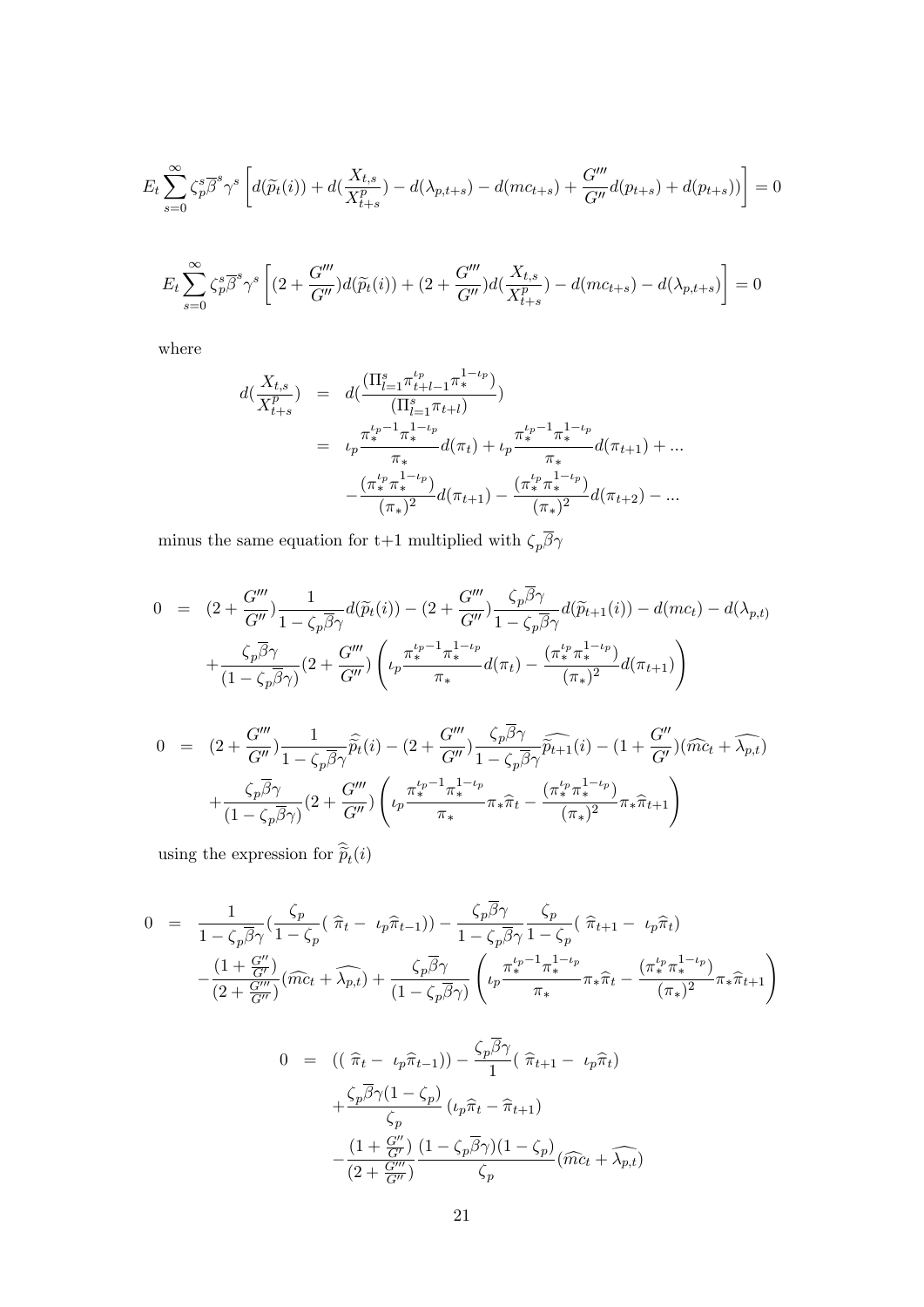$$E_t \sum_{s=0}^{\infty} \zeta_p^s \overline{\beta}^s \gamma^s \left[ d(\widetilde{p}_t(i)) + d(\frac{X_{t,s}}{X_{t+s}^p}) - d(\lambda_{p,t+s}) - d(mc_{t+s}) + \frac{G'''}{G''} d(p_{t+s}) + d(p_{t+s})) \right] = 0$$

$$E_t \sum_{s=0}^{\infty} \zeta_p^s \overline{\beta}^s \gamma^s \left[ (2 + \frac{G'''}{G''}) d(\widetilde{p}_t(i)) + (2 + \frac{G'''}{G''}) d(\frac{X_{t,s}}{X_{t+s}^p}) - d(mc_{t+s}) - d(\lambda_{p,t+s}) \right] = 0$$

where

$$\begin{aligned}
d(\frac{X_{t,s}}{X_{t+s}^p}) &= d(\frac{(\Pi_{l=1}^s \pi_{t+l-1}^{\iota_p} \pi_*^{1-\iota_p})}{(\Pi_{l=1}^s \pi_{t+l})}) \\
&= \iota_p \frac{\pi_*^{\iota_p - 1} \pi_*^{1-\iota_p}}{\pi_*} d(\pi_t) + \iota_p \frac{\pi_*^{\iota_p - 1} \pi_*^{1-\iota_p}}{\pi_*} d(\pi_{t+1}) + ... \\
&\quad - \frac{(\pi_*^{\iota_p} \pi_*^{1-\iota_p})}{(\pi_*)^2} d(\pi_{t+1}) - \frac{(\pi_*^{\iota_p} \pi_*^{1-\iota_p})}{(\pi_*)^2} d(\pi_{t+2}) - ...
\end{aligned}$$

minus the same equation for t+1 multiplied with $\zeta_p \overline{\beta} \gamma$

$$\begin{aligned}
0 &= (2 + \frac{G'''}{G''}) \frac{1}{1 - \zeta_p \overline{\beta} \gamma} d(\widetilde{p}_t(i)) - (2 + \frac{G'''}{G''}) \frac{\zeta_p \overline{\beta} \gamma}{1 - \zeta_p \overline{\beta} \gamma} d(\widetilde{p}_{t+1}(i)) - d(mc_t) - d(\lambda_{p,t}) \\
&\quad + \frac{\zeta_p \overline{\beta} \gamma}{(1 - \zeta_p \overline{\beta} \gamma)} (2 + \frac{G'''}{G''}) \left( \iota_p \frac{\pi_*^{\iota_p - 1} \pi_*^{1-\iota_p}}{\pi_*} d(\pi_t) - \frac{(\pi_*^{\iota_p} \pi_*^{1-\iota_p})}{(\pi_*)^2} d(\pi_{t+1}) \right)
\end{aligned}$$

$$\begin{aligned}
0 &= (2 + \frac{G'''}{G''}) \frac{1}{1 - \zeta_p \overline{\beta} \gamma} \widehat{\widetilde{p}}_t(i) - (2 + \frac{G'''}{G''}) \frac{\zeta_p \overline{\beta} \gamma}{1 - \zeta_p \overline{\beta} \gamma} \widehat{\widetilde{p}_{t+1}}(i) - (1 + \frac{G''}{G'}) (\widehat{mc}_t + \widehat{\lambda_{p,t}}) \\
&\quad + \frac{\zeta_p \overline{\beta} \gamma}{(1 - \zeta_p \overline{\beta} \gamma)} (2 + \frac{G'''}{G''}) \left( \iota_p \frac{\pi_*^{\iota_p - 1} \pi_*^{1-\iota_p}}{\pi_*} \pi_* \widehat{\pi}_t - \frac{(\pi_*^{\iota_p} \pi_*^{1-\iota_p})}{(\pi_*)^2} \pi_* \widehat{\pi}_{t+1} \right)
\end{aligned}$$

using the expression for $\widehat{\widetilde{p}}_t(i)$

$$\begin{aligned}
0 &= \frac{1}{1 - \zeta_p \overline{\beta} \gamma} (\frac{\zeta_p}{1 - \zeta_p} (\widehat{\pi}_t - \iota_p \widehat{\pi}_{t-1})) - \frac{\zeta_p \overline{\beta} \gamma}{1 - \zeta_p \overline{\beta} \gamma} \frac{\zeta_p}{1 - \zeta_p} (\widehat{\pi}_{t+1} - \iota_p \widehat{\pi}_t) \\
&\quad - \frac{(1 + \frac{G''}{G'})}{(2 + \frac{G'''}{G''})} (\widehat{mc}_t + \widehat{\lambda_{p,t}}) + \frac{\zeta_p \overline{\beta} \gamma}{(1 - \zeta_p \overline{\beta} \gamma)} \left( \iota_p \frac{\pi_*^{\iota_p - 1} \pi_*^{1-\iota_p}}{\pi_*} \pi_* \widehat{\pi}_t - \frac{(\pi_*^{\iota_p} \pi_*^{1-\iota_p})}{(\pi_*)^2} \pi_* \widehat{\pi}_{t+1} \right)
\end{aligned}$$

$$\begin{aligned}
0 &= ((\widehat{\pi}_t - \iota_p \widehat{\pi}_{t-1})) - \frac{\zeta_p \overline{\beta} \gamma}{1} (\widehat{\pi}_{t+1} - \iota_p \widehat{\pi}_t) \\
&\quad + \frac{\zeta_p \overline{\beta} \gamma (1 - \zeta_p)}{\zeta_p} (\iota_p \widehat{\pi}_t - \widehat{\pi}_{t+1}) \\
&\quad - \frac{(1 + \frac{G''}{G'})}{(2 + \frac{G'''}{G''})} \frac{(1 - \zeta_p \overline{\beta} \gamma)(1 - \zeta_p)}{\zeta_p} (\widehat{mc}_t + \widehat{\lambda_{p,t}})
\end{aligned}$$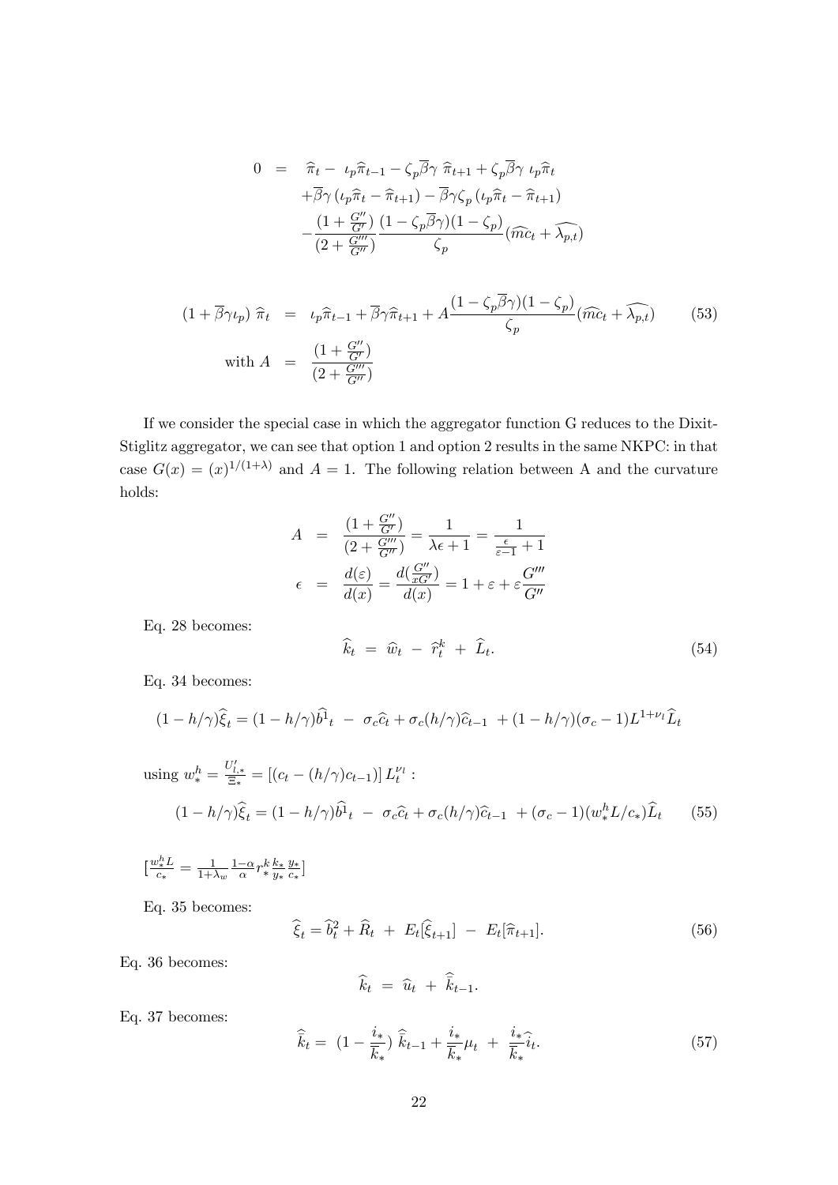$$
\begin{aligned}
0 \;=\;& \widehat{\pi}_t - \iota_p\widehat{\pi}_{t-1} - \zeta_p\overline{\beta}\gamma\;\widehat{\pi}_{t+1} + \zeta_p\overline{\beta}\gamma\;\iota_p\widehat{\pi}_t \\
&+\overline{\beta}\gamma\left(\iota_p\widehat{\pi}_t - \widehat{\pi}_{t+1}\right) - \overline{\beta}\gamma\zeta_p\left(\iota_p\widehat{\pi}_t - \widehat{\pi}_{t+1}\right) \\
&-\frac{(1+\frac{G''}{G'})}{(2+\frac{G'''}{G''})}\frac{(1-\zeta_p\overline{\beta}\gamma)(1-\zeta_p)}{\zeta_p}(\widehat{mc}_t + \widehat{\lambda_{p,t}})
\end{aligned}
$$

$$
\begin{aligned}
(1+\overline{\beta}\gamma\iota_p)\;\widehat{\pi}_t \;&=\; \iota_p\widehat{\pi}_{t-1} + \overline{\beta}\gamma\widehat{\pi}_{t+1} + A\frac{(1-\zeta_p\overline{\beta}\gamma)(1-\zeta_p)}{\zeta_p}(\widehat{mc}_t + \widehat{\lambda_{p,t}}) \qquad (53) \\
\text{with } A \;&=\; \frac{(1+\frac{G''}{G'})}{(2+\frac{G'''}{G''})}
\end{aligned}
$$

If we consider the special case in which the aggregator function G reduces to the Dixit-Stiglitz aggregator, we can see that option 1 and option 2 results in the same NKPC: in that case $G(x) = (x)^{1/(1+\lambda)}$ and $A = 1$. The following relation between A and the curvature holds:

$$
\begin{aligned}
A \;&=\; \frac{(1+\frac{G''}{G'})}{(2+\frac{G'''}{G''})} = \frac{1}{\lambda\epsilon+1} = \frac{1}{\frac{\epsilon}{\varepsilon-1}+1} \\
\epsilon \;&=\; \frac{d(\varepsilon)}{d(x)} = \frac{d(\frac{G''}{xG'})}{d(x)} = 1+\varepsilon+\varepsilon\frac{G'''}{G''}
\end{aligned}
$$

Eq. 28 becomes:

$$
\widehat{k}_t \;=\; \widehat{w}_t \;-\; \widehat{r}_t^k \;+\; \widehat{L}_t. \qquad (54)
$$

Eq. 34 becomes:

$$
(1-h/\gamma)\widehat{\xi}_t = (1-h/\gamma)\widehat{b^1}_t \;-\; \sigma_c\widehat{c}_t + \sigma_c(h/\gamma)\widehat{c}_{t-1} \;+(1-h/\gamma)(\sigma_c-1)L^{1+\nu_l}\widehat{L}_t
$$

using $w_*^h = \frac{U'_{l,*}}{\Xi_*} = \left[(c_t - (h/\gamma)c_{t-1})\right]L_t^{\nu_l}$ :

$$
(1-h/\gamma)\widehat{\xi}_t = (1-h/\gamma)\widehat{b^1}_t \;-\; \sigma_c\widehat{c}_t + \sigma_c(h/\gamma)\widehat{c}_{t-1} \;+(\sigma_c-1)(w_*^hL/c_*)\widehat{L}_t \qquad (55)
$$

$[\frac{w_*^hL}{c_*} = \frac{1}{1+\lambda_w}\frac{1-\alpha}{\alpha}r_*^k\frac{k_*}{y_*}\frac{y_*}{c_*}]$

Eq. 35 becomes:

$$
\widehat{\xi}_t = \widehat{b}_t^2 + \widehat{R}_t \;+\; E_t[\widehat{\xi}_{t+1}] \;-\; E_t[\widehat{\pi}_{t+1}]. \qquad (56)
$$

Eq. 36 becomes:

$$
\widehat{k}_t \;=\; \widehat{u}_t \;+\; \widehat{\bar{k}}_{t-1}.
$$

Eq. 37 becomes:

$$
\widehat{\bar{k}}_t = \;(1-\frac{i_*}{\bar{k}_*})\;\widehat{\bar{k}}_{t-1} + \frac{i_*}{\bar{k}_*}\mu_t \;+\; \frac{i_*}{\bar{k}_*}\widehat{i}_t. \qquad (57)
$$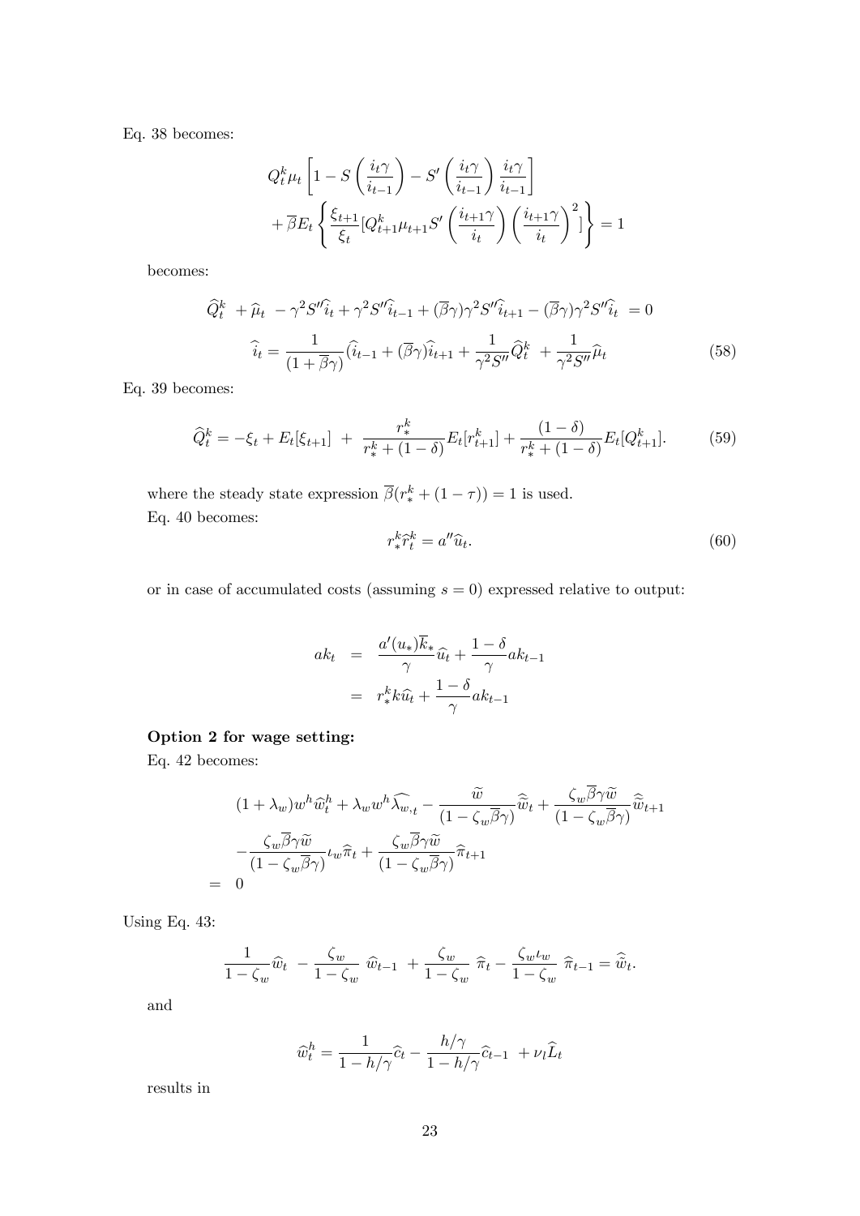Eq. 38 becomes:

$$
\begin{aligned}
&Q_t^k \mu_t \left[1 - S\left(\frac{i_t \gamma}{i_{t-1}}\right) - S'\left(\frac{i_t \gamma}{i_{t-1}}\right) \frac{i_t \gamma}{i_{t-1}}\right] \\
&+ \overline{\beta} E_t \left\{ \frac{\xi_{t+1}}{\xi_t} [Q_{t+1}^k \mu_{t+1} S'\left(\frac{i_{t+1}\gamma}{i_t}\right) \left(\frac{i_{t+1}\gamma}{i_t}\right)^2 ] \right\} = 1
\end{aligned}
$$

becomes:

$$
\widehat{Q}_t^k \ + \widehat{\mu}_t \ - \gamma^2 S'' \widehat{i}_t + \gamma^2 S'' \widehat{i}_{t-1} + (\overline{\beta}\gamma)\gamma^2 S'' \widehat{i}_{t+1} - (\overline{\beta}\gamma)\gamma^2 S'' \widehat{i}_t \ = 0
$$

$$
\widehat{i}_t = \frac{1}{(1+\overline{\beta}\gamma)} (\widehat{i}_{t-1} + (\overline{\beta}\gamma)\widehat{i}_{t+1} + \frac{1}{\gamma^2 S''} \widehat{Q}_t^k \ + \frac{1}{\gamma^2 S''} \widehat{\mu}_t \tag{58}
$$

Eq. 39 becomes:

$$
\widehat{Q}_t^k = -\xi_t + E_t[\xi_{t+1}] \ + \ \frac{r_*^k}{r_*^k + (1-\delta)} E_t[r_{t+1}^k] + \frac{(1-\delta)}{r_*^k + (1-\delta)} E_t[Q_{t+1}^k]. \tag{59}
$$

where the steady state expression $\overline{\beta}(r_*^k + (1-\tau)) = 1$ is used.

Eq. 40 becomes:

$$
r_*^k \widehat{r}_t^k = a'' \widehat{u}_t. \tag{60}
$$

or in case of accumulated costs (assuming $s = 0$) expressed relative to output:

$$
\begin{aligned}
ak_t &= \frac{a'(u_*)\overline{k}_*}{\gamma} \widehat{u}_t + \frac{1-\delta}{\gamma} ak_{t-1} \\
&= r_*^k k \widehat{u}_t + \frac{1-\delta}{\gamma} ak_{t-1}
\end{aligned}
$$

**Option 2 for wage setting:**

Eq. 42 becomes:

$$
\begin{aligned}
&(1+\lambda_w) w^h \widehat{w}_t^h + \lambda_w w^h \widehat{\lambda_{w,t}} - \frac{\widetilde{w}}{(1-\zeta_w \overline{\beta}\gamma)} \widehat{\widetilde{w}}_t + \frac{\zeta_w \overline{\beta}\gamma \widetilde{w}}{(1-\zeta_w \overline{\beta}\gamma)} \widehat{\widetilde{w}}_{t+1} \\
&- \frac{\zeta_w \overline{\beta}\gamma \widetilde{w}}{(1-\zeta_w \overline{\beta}\gamma)} \iota_w \widehat{\pi}_t + \frac{\zeta_w \overline{\beta}\gamma \widetilde{w}}{(1-\zeta_w \overline{\beta}\gamma)} \widehat{\pi}_{t+1} \\
= \ & 0
\end{aligned}
$$

Using Eq. 43:

$$
\frac{1}{1-\zeta_w} \widehat{w}_t \ - \frac{\zeta_w}{1-\zeta_w} \ \widehat{w}_{t-1} \ + \frac{\zeta_w}{1-\zeta_w} \ \widehat{\pi}_t - \frac{\zeta_w \iota_w}{1-\zeta_w} \ \widehat{\pi}_{t-1} = \widehat{\widetilde{w}}_t.
$$

and

$$
\widehat{w}_t^h = \frac{1}{1-h/\gamma} \widehat{c}_t - \frac{h/\gamma}{1-h/\gamma} \widehat{c}_{t-1} \ + \nu_l \widehat{L}_t
$$

results in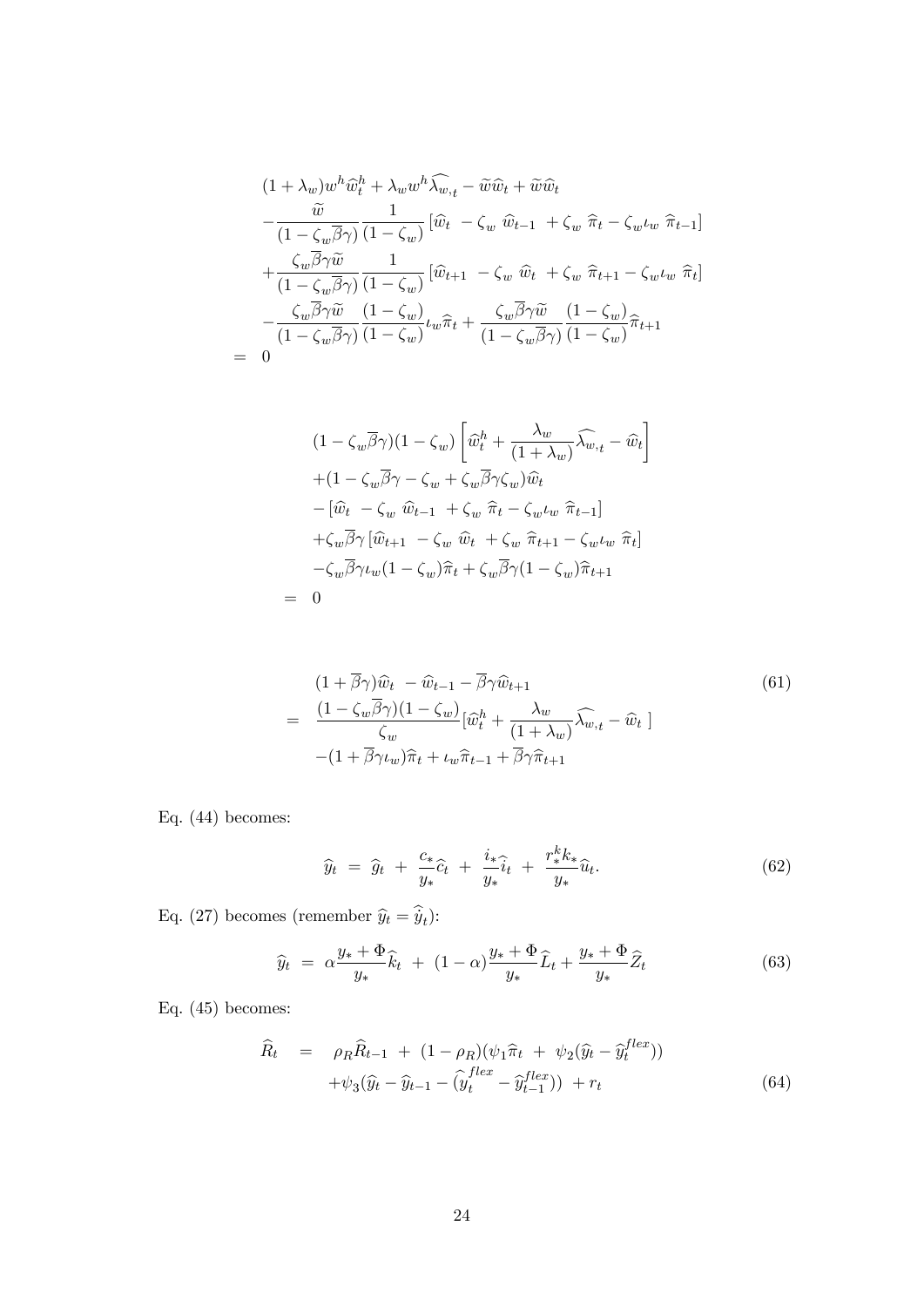$$
\begin{aligned}
& (1+\lambda_w) w^h \widehat{w}_t^h + \lambda_w w^h \widehat{\lambda_{w,t}} - \widetilde{w}\widehat{w}_t + \widetilde{w}\widehat{w}_t \\
& -\frac{\widetilde{w}}{(1-\zeta_w \overline{\beta}\gamma)} \frac{1}{(1-\zeta_w)} \left[\widehat{w}_t \ - \zeta_w \ \widehat{w}_{t-1} \ + \zeta_w \ \widehat{\pi}_t - \zeta_w \iota_w \ \widehat{\pi}_{t-1}\right] \\
& +\frac{\zeta_w \overline{\beta}\gamma \widetilde{w}}{(1-\zeta_w \overline{\beta}\gamma)} \frac{1}{(1-\zeta_w)} \left[\widehat{w}_{t+1} \ - \zeta_w \ \widehat{w}_t \ + \zeta_w \ \widehat{\pi}_{t+1} - \zeta_w \iota_w \ \widehat{\pi}_t\right] \\
& -\frac{\zeta_w \overline{\beta}\gamma \widetilde{w}}{(1-\zeta_w \overline{\beta}\gamma)} \frac{(1-\zeta_w)}{(1-\zeta_w)} \iota_w \widehat{\pi}_t + \frac{\zeta_w \overline{\beta}\gamma \widetilde{w}}{(1-\zeta_w \overline{\beta}\gamma)} \frac{(1-\zeta_w)}{(1-\zeta_w)} \widehat{\pi}_{t+1} \\
= \ & 0
\end{aligned}
$$

$$
\begin{aligned}
& (1-\zeta_w \overline{\beta}\gamma)(1-\zeta_w) \left[\widehat{w}_t^h + \frac{\lambda_w}{(1+\lambda_w)} \widehat{\lambda_{w,t}} - \widehat{w}_t\right] \\
& +(1-\zeta_w \overline{\beta}\gamma - \zeta_w + \zeta_w \overline{\beta}\gamma \zeta_w) \widehat{w}_t \\
& -\left[\widehat{w}_t \ - \zeta_w \ \widehat{w}_{t-1} \ + \zeta_w \ \widehat{\pi}_t - \zeta_w \iota_w \ \widehat{\pi}_{t-1}\right] \\
& +\zeta_w \overline{\beta}\gamma \left[\widehat{w}_{t+1} \ - \zeta_w \ \widehat{w}_t \ + \zeta_w \ \widehat{\pi}_{t+1} - \zeta_w \iota_w \ \widehat{\pi}_t\right] \\
& -\zeta_w \overline{\beta}\gamma \iota_w (1-\zeta_w) \widehat{\pi}_t + \zeta_w \overline{\beta}\gamma (1-\zeta_w) \widehat{\pi}_{t+1} \\
= \ & 0
\end{aligned}
$$

$$
\begin{aligned}
& (1+\overline{\beta}\gamma)\widehat{w}_t \ - \widehat{w}_{t-1} - \overline{\beta}\gamma \widehat{w}_{t+1} \\
= \ & \frac{(1-\zeta_w \overline{\beta}\gamma)(1-\zeta_w)}{\zeta_w} [\widehat{w}_t^h + \frac{\lambda_w}{(1+\lambda_w)} \widehat{\lambda_{w,t}} - \widehat{w}_t \ ] \\
& -(1+\overline{\beta}\gamma \iota_w)\widehat{\pi}_t + \iota_w \widehat{\pi}_{t-1} + \overline{\beta}\gamma \widehat{\pi}_{t+1}
\end{aligned} \tag{61}
$$

Eq. (44) becomes:

$$
\widehat{y}_t \ = \ \widehat{g}_t \ + \ \frac{c_*}{y_*}\widehat{c}_t \ + \ \frac{i_*}{y_*}\widehat{i}_t \ + \ \frac{r_*^k k_*}{y_*}\widehat{u}_t. \tag{62}
$$

Eq. (27) becomes (remember $\widehat{y}_t = \widehat{\tilde{y}}_t$):

$$
\widehat{y}_t \ = \ \alpha \frac{y_* + \Phi}{y_*} \widehat{k}_t \ + \ (1-\alpha) \frac{y_* + \Phi}{y_*} \widehat{L}_t + \frac{y_* + \Phi}{y_*} \widehat{Z}_t \tag{63}
$$

Eq. (45) becomes:

$$
\begin{aligned}
\widehat{R}_t \ \ = \ \ & \rho_R \widehat{R}_{t-1} \ + \ (1-\rho_R)(\psi_1 \widehat{\pi}_t \ + \ \psi_2(\widehat{y}_t - \widehat{y}_t^{flex})) \\
& +\psi_3(\widehat{y}_t - \widehat{y}_{t-1} - (\widehat{y}_t^{flex} - \widehat{y}_{t-1}^{flex})) \ + r_t
\end{aligned} \tag{64}
$$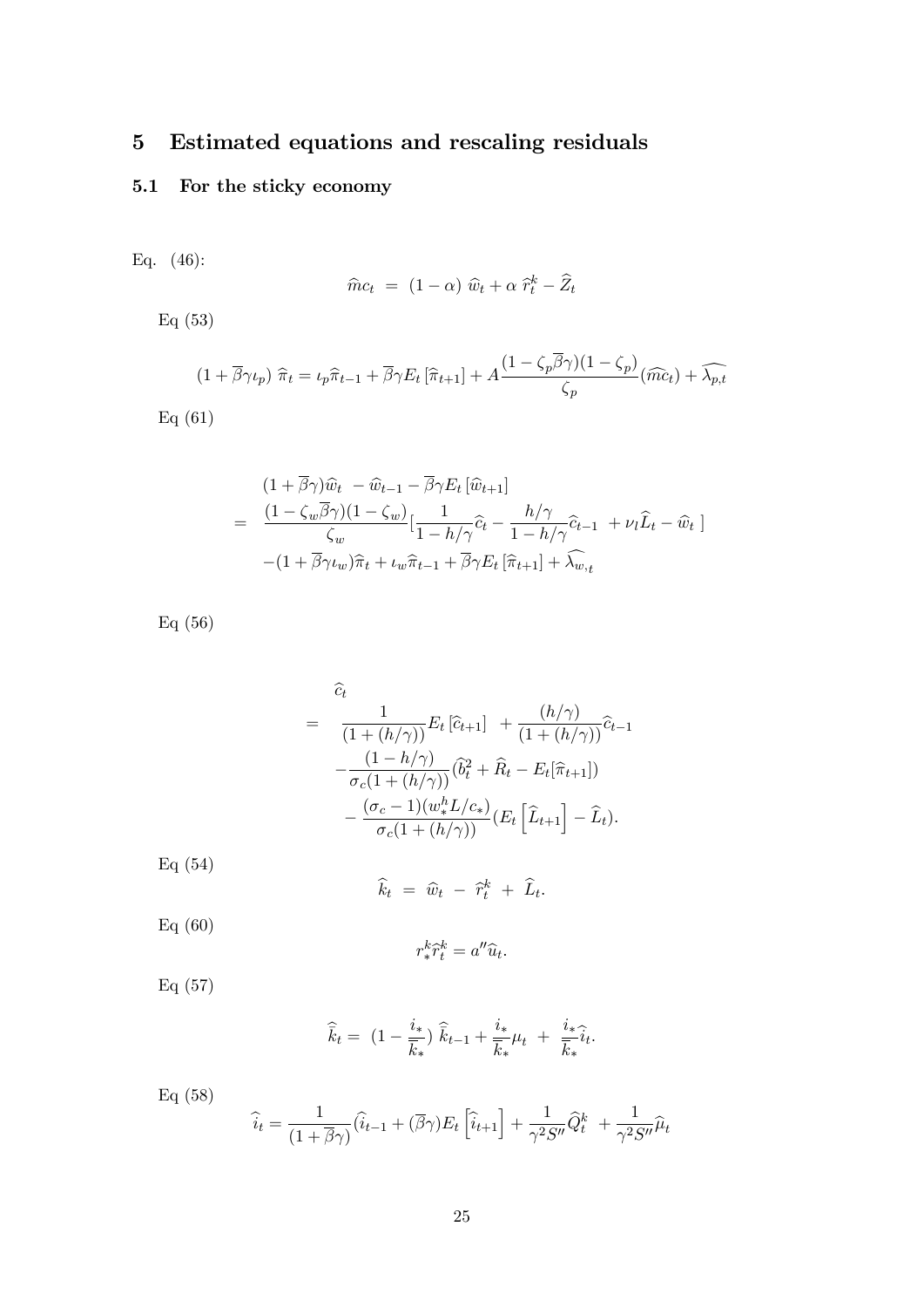# 5 Estimated equations and rescaling residuals

## 5.1 For the sticky economy

Eq. (46):

$$\widehat{m}c_t \;=\; (1-\alpha)\;\widehat{w}_t + \alpha\;\widehat{r}_t^k - \widehat{Z}_t$$

Eq (53)

$$(1+\overline{\beta}\gamma\iota_p)\;\widehat{\pi}_t = \iota_p\widehat{\pi}_{t-1} + \overline{\beta}\gamma E_t\left[\widehat{\pi}_{t+1}\right] + A\frac{(1-\zeta_p\overline{\beta}\gamma)(1-\zeta_p)}{\zeta_p}(\widehat{mc_t}) + \widehat{\lambda_{p,t}}$$

Eq (61)

$$\begin{aligned}
& (1+\overline{\beta}\gamma)\widehat{w}_t \; - \widehat{w}_{t-1} - \overline{\beta}\gamma E_t\left[\widehat{w}_{t+1}\right] \\
= \;& \frac{(1-\zeta_w\overline{\beta}\gamma)(1-\zeta_w)}{\zeta_w}\Big[\frac{1}{1-h/\gamma}\widehat{c}_t - \frac{h/\gamma}{1-h/\gamma}\widehat{c}_{t-1} \; + \nu_l\widehat{L}_t - \widehat{w}_t\;\Big] \\
& -(1+\overline{\beta}\gamma\iota_w)\widehat{\pi}_t + \iota_w\widehat{\pi}_{t-1} + \overline{\beta}\gamma E_t\left[\widehat{\pi}_{t+1}\right] + \widehat{\lambda_{w,t}}
\end{aligned}$$

Eq (56)

$$\begin{aligned}
& \widehat{c}_t \\
= \;& \frac{1}{(1+(h/\gamma))}E_t\left[\widehat{c}_{t+1}\right] \;+ \frac{(h/\gamma)}{(1+(h/\gamma))}\widehat{c}_{t-1} \\
& -\frac{(1-h/\gamma)}{\sigma_c(1+(h/\gamma))}(\widehat{b}_t^2 + \widehat{R}_t - E_t[\widehat{\pi}_{t+1}]) \\
& -\frac{(\sigma_c-1)(w_*^hL/c_*)}{\sigma_c(1+(h/\gamma))}(E_t\left[\widehat{L}_{t+1}\right] - \widehat{L}_t).
\end{aligned}$$

Eq (54)

$$\widehat{k}_t \;=\; \widehat{w}_t \;-\; \widehat{r}_t^k \;+\; \widehat{L}_t.$$

Eq (60)

$$r_*^k\widehat{r}_t^k = a''\widehat{u}_t.$$

Eq (57)

$$\widehat{\overline{k}}_t = \;(1-\frac{i_*}{\overline{k}_*})\;\widehat{\overline{k}}_{t-1} + \frac{i_*}{\overline{k}_*}\mu_t \;+\; \frac{i_*}{\overline{k}_*}\widehat{i}_t.$$

Eq (58)

$$\widehat{i}_t = \frac{1}{(1+\overline{\beta}\gamma)}(\widehat{i}_{t-1} + (\overline{\beta}\gamma)E_t\left[\widehat{i}_{t+1}\right] + \frac{1}{\gamma^2S''}\widehat{Q}_t^k \;+ \frac{1}{\gamma^2S''}\widehat{\mu}_t$$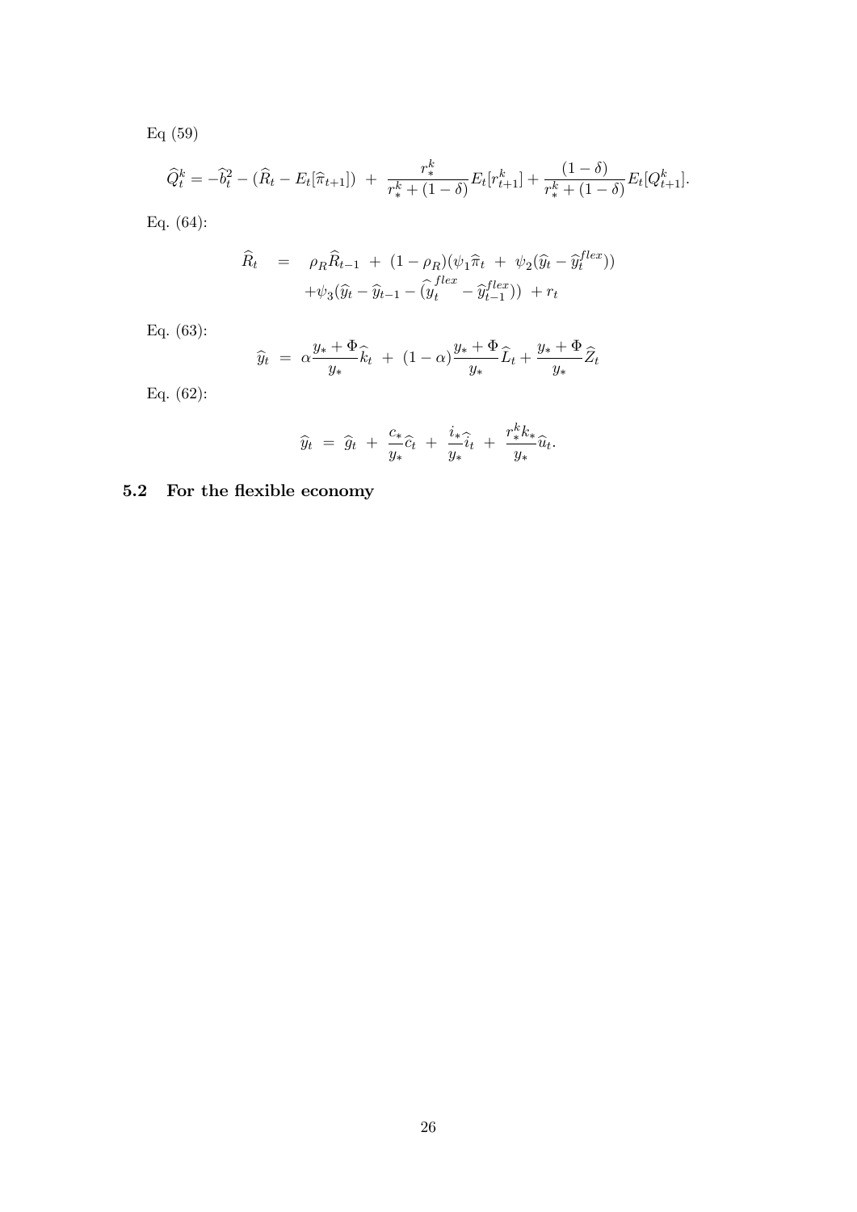Eq (59)

$$
\widehat{Q}_t^k = -\widehat{b}_t^2 - (\widehat{R}_t - E_t[\widehat{\pi}_{t+1}]) \; + \; \frac{r_*^k}{r_*^k + (1-\delta)} E_t[r_{t+1}^k] + \frac{(1-\delta)}{r_*^k + (1-\delta)} E_t[Q_{t+1}^k].
$$

Eq. (64):

$$
\begin{aligned}
\widehat{R}_t \quad &= \quad \rho_R \widehat{R}_{t-1} \; + \; (1-\rho_R)(\psi_1 \widehat{\pi}_t \; + \; \psi_2(\widehat{y}_t - \widehat{y}_t^{flex})) \\
&\quad + \psi_3(\widehat{y}_t - \widehat{y}_{t-1} - (\widehat{y}_t^{flex} - \widehat{y}_{t-1}^{flex})) \; + r_t
\end{aligned}
$$

Eq. (63):

$$
\widehat{y}_t \; = \; \alpha \frac{y_* + \Phi}{y_*} \widehat{k}_t \; + \; (1-\alpha) \frac{y_* + \Phi}{y_*} \widehat{L}_t + \frac{y_* + \Phi}{y_*} \widehat{Z}_t
$$

Eq. (62):

$$
\widehat{y}_t \; = \; \widehat{g}_t \; + \; \frac{c_*}{y_*} \widehat{c}_t \; + \; \frac{i_*}{y_*} \widehat{i}_t \; + \; \frac{r_*^k k_*}{y_*} \widehat{u}_t.
$$

### 5.2 For the flexible economy